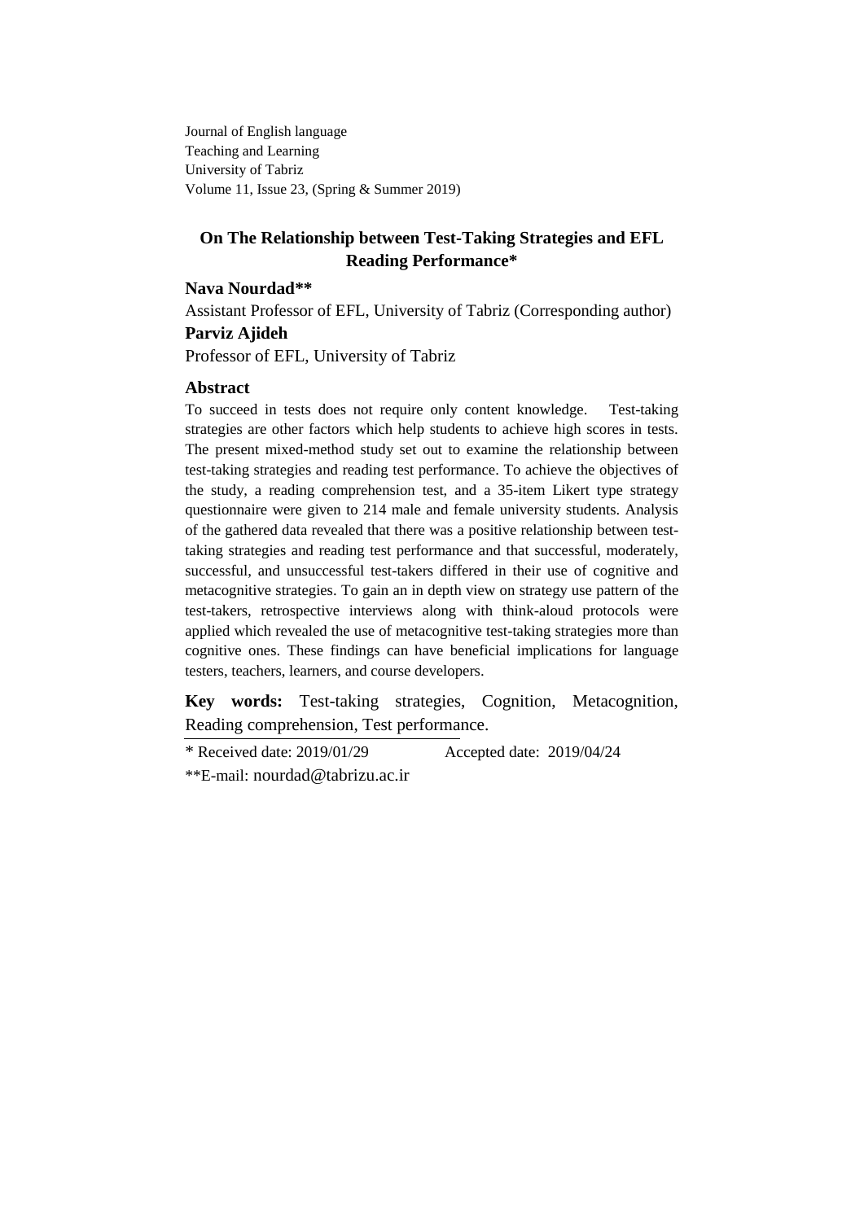Journal of English language
Teaching and Learning
University of Tabriz
Volume 11, Issue 23, (Spring & Summer 2019)

# On The Relationship between Test-Taking Strategies and EFL Reading Performance*

**Nava Nourdad****

Assistant Professor of EFL, University of Tabriz (Corresponding author)

**Parviz Ajideh**

Professor of EFL, University of Tabriz

## Abstract

To succeed in tests does not require only content knowledge. Test-taking strategies are other factors which help students to achieve high scores in tests. The present mixed-method study set out to examine the relationship between test-taking strategies and reading test performance. To achieve the objectives of the study, a reading comprehension test, and a 35-item Likert type strategy questionnaire were given to 214 male and female university students. Analysis of the gathered data revealed that there was a positive relationship between test-taking strategies and reading test performance and that successful, moderately, successful, and unsuccessful test-takers differed in their use of cognitive and metacognitive strategies. To gain an in depth view on strategy use pattern of the test-takers, retrospective interviews along with think-aloud protocols were applied which revealed the use of metacognitive test-taking strategies more than cognitive ones. These findings can have beneficial implications for language testers, teachers, learners, and course developers.

**Key words:** Test-taking strategies, Cognition, Metacognition, Reading comprehension, Test performance.

---

* Received date: 2019/01/29 Accepted date: 2019/04/24

**E-mail: nourdad@tabrizu.ac.ir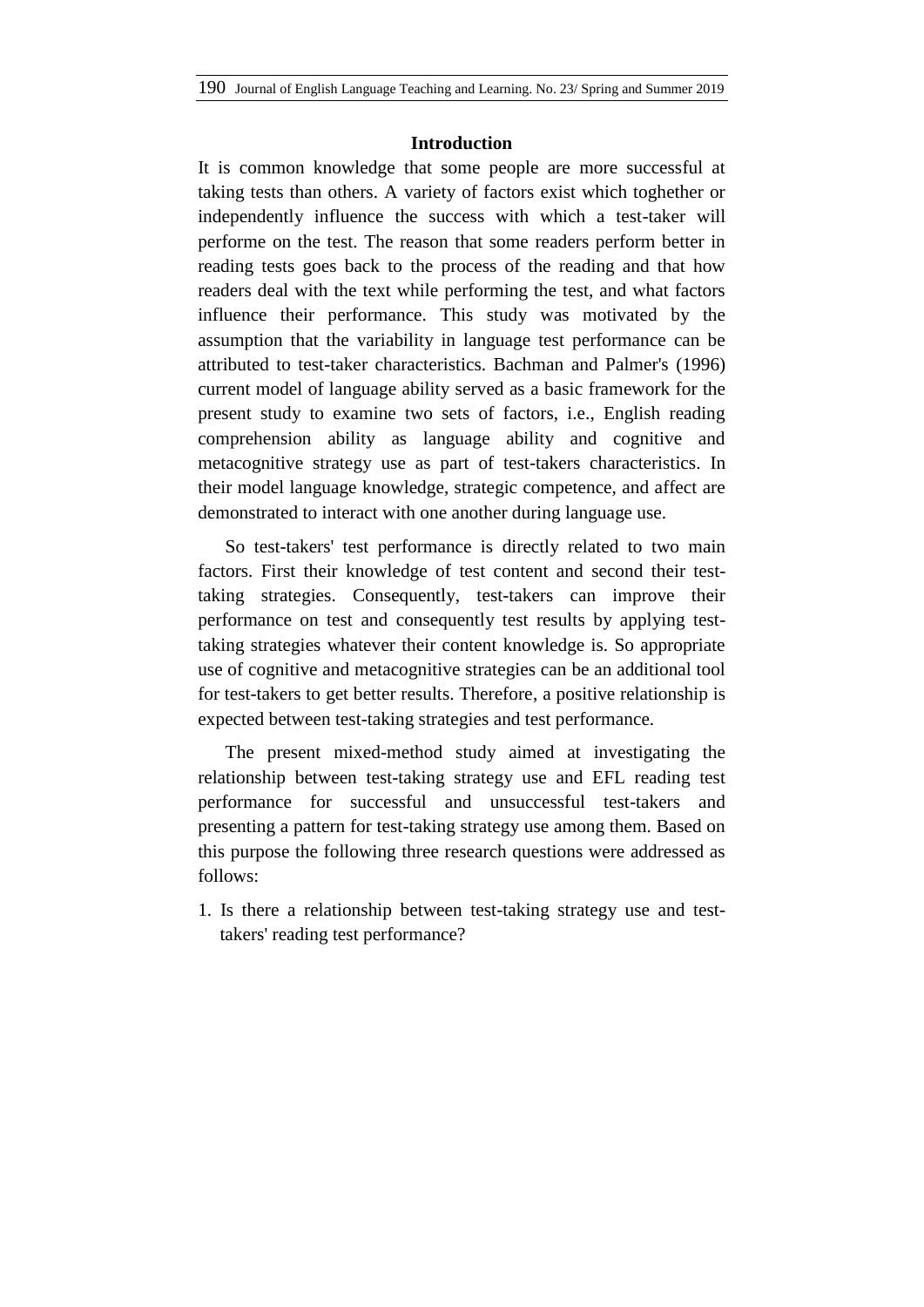## Introduction

It is common knowledge that some people are more successful at taking tests than others. A variety of factors exist which toghether or independently influence the success with which a test-taker will performe on the test. The reason that some readers perform better in reading tests goes back to the process of the reading and that how readers deal with the text while performing the test, and what factors influence their performance. This study was motivated by the assumption that the variability in language test performance can be attributed to test-taker characteristics. Bachman and Palmer's (1996) current model of language ability served as a basic framework for the present study to examine two sets of factors, i.e., English reading comprehension ability as language ability and cognitive and metacognitive strategy use as part of test-takers characteristics. In their model language knowledge, strategic competence, and affect are demonstrated to interact with one another during language use.

So test-takers' test performance is directly related to two main factors. First their knowledge of test content and second their test-taking strategies. Consequently, test-takers can improve their performance on test and consequently test results by applying test-taking strategies whatever their content knowledge is. So appropriate use of cognitive and metacognitive strategies can be an additional tool for test-takers to get better results. Therefore, a positive relationship is expected between test-taking strategies and test performance.

The present mixed-method study aimed at investigating the relationship between test-taking strategy use and EFL reading test performance for successful and unsuccessful test-takers and presenting a pattern for test-taking strategy use among them. Based on this purpose the following three research questions were addressed as follows:

1. Is there a relationship between test-taking strategy use and test-takers' reading test performance?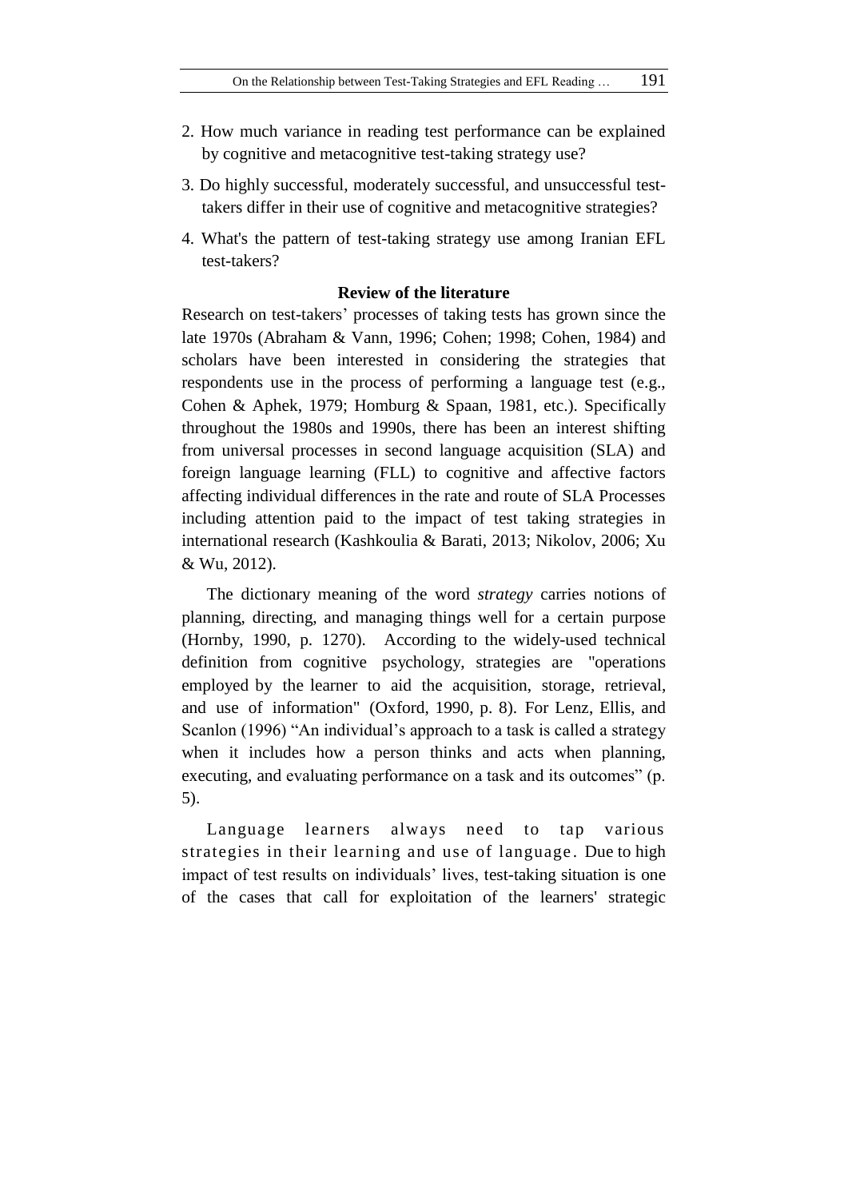2. How much variance in reading test performance can be explained by cognitive and metacognitive test-taking strategy use?

3. Do highly successful, moderately successful, and unsuccessful test-takers differ in their use of cognitive and metacognitive strategies?

4. What's the pattern of test-taking strategy use among Iranian EFL test-takers?

## Review of the literature

Research on test-takers' processes of taking tests has grown since the late 1970s (Abraham & Vann, 1996; Cohen; 1998; Cohen, 1984) and scholars have been interested in considering the strategies that respondents use in the process of performing a language test (e.g., Cohen & Aphek, 1979; Homburg & Spaan, 1981, etc.). Specifically throughout the 1980s and 1990s, there has been an interest shifting from universal processes in second language acquisition (SLA) and foreign language learning (FLL) to cognitive and affective factors affecting individual differences in the rate and route of SLA Processes including attention paid to the impact of test taking strategies in international research (Kashkoulia & Barati, 2013; Nikolov, 2006; Xu & Wu, 2012).

The dictionary meaning of the word *strategy* carries notions of planning, directing, and managing things well for a certain purpose (Hornby, 1990, p. 1270). According to the widely-used technical definition from cognitive psychology, strategies are "operations employed by the learner to aid the acquisition, storage, retrieval, and use of information" (Oxford, 1990, p. 8). For Lenz, Ellis, and Scanlon (1996) "An individual's approach to a task is called a strategy when it includes how a person thinks and acts when planning, executing, and evaluating performance on a task and its outcomes" (p. 5).

Language learners always need to tap various strategies in their learning and use of language. Due to high impact of test results on individuals' lives, test-taking situation is one of the cases that call for exploitation of the learners' strategic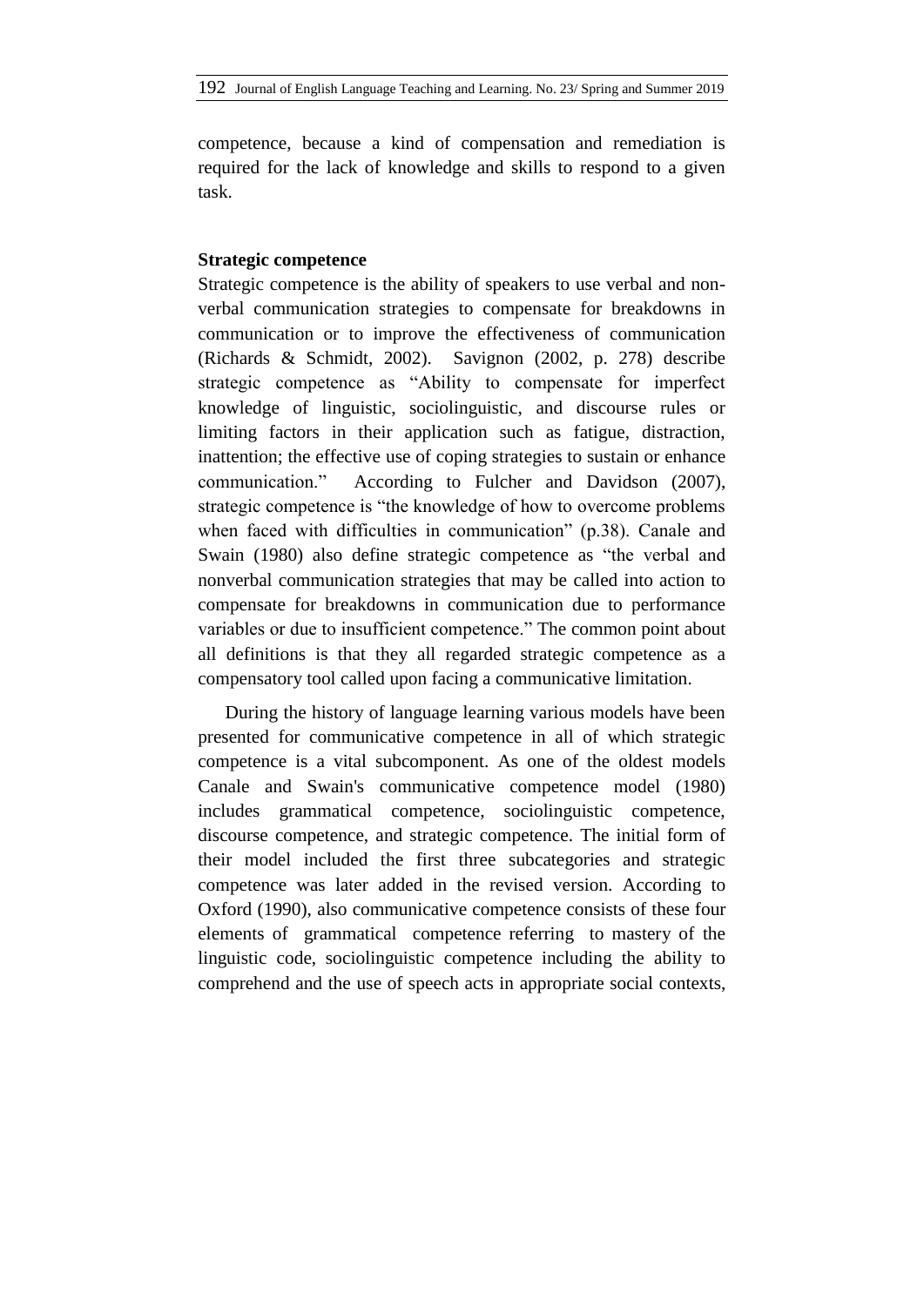competence, because a kind of compensation and remediation is required for the lack of knowledge and skills to respond to a given task.

**Strategic competence**

Strategic competence is the ability of speakers to use verbal and non-verbal communication strategies to compensate for breakdowns in communication or to improve the effectiveness of communication (Richards & Schmidt, 2002). Savignon (2002, p. 278) describe strategic competence as "Ability to compensate for imperfect knowledge of linguistic, sociolinguistic, and discourse rules or limiting factors in their application such as fatigue, distraction, inattention; the effective use of coping strategies to sustain or enhance communication." According to Fulcher and Davidson (2007), strategic competence is "the knowledge of how to overcome problems when faced with difficulties in communication" (p.38). Canale and Swain (1980) also define strategic competence as "the verbal and nonverbal communication strategies that may be called into action to compensate for breakdowns in communication due to performance variables or due to insufficient competence." The common point about all definitions is that they all regarded strategic competence as a compensatory tool called upon facing a communicative limitation.

During the history of language learning various models have been presented for communicative competence in all of which strategic competence is a vital subcomponent. As one of the oldest models Canale and Swain's communicative competence model (1980) includes grammatical competence, sociolinguistic competence, discourse competence, and strategic competence. The initial form of their model included the first three subcategories and strategic competence was later added in the revised version. According to Oxford (1990), also communicative competence consists of these four elements of grammatical competence referring to mastery of the linguistic code, sociolinguistic competence including the ability to comprehend and the use of speech acts in appropriate social contexts,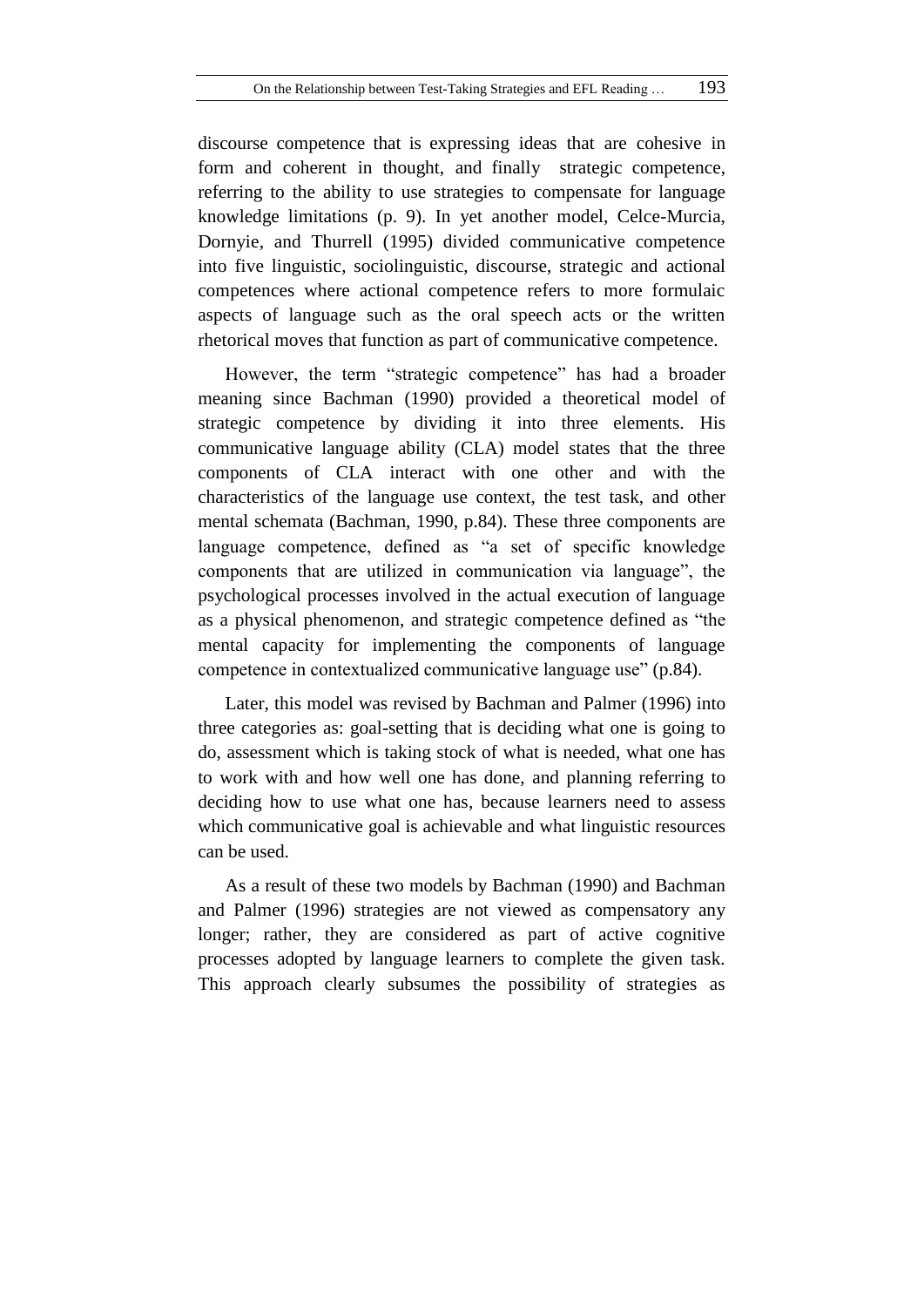discourse competence that is expressing ideas that are cohesive in form and coherent in thought, and finally strategic competence, referring to the ability to use strategies to compensate for language knowledge limitations (p. 9). In yet another model, Celce-Murcia, Dornyie, and Thurrell (1995) divided communicative competence into five linguistic, sociolinguistic, discourse, strategic and actional competences where actional competence refers to more formulaic aspects of language such as the oral speech acts or the written rhetorical moves that function as part of communicative competence.

However, the term "strategic competence" has had a broader meaning since Bachman (1990) provided a theoretical model of strategic competence by dividing it into three elements. His communicative language ability (CLA) model states that the three components of CLA interact with one other and with the characteristics of the language use context, the test task, and other mental schemata (Bachman, 1990, p.84). These three components are language competence, defined as "a set of specific knowledge components that are utilized in communication via language", the psychological processes involved in the actual execution of language as a physical phenomenon, and strategic competence defined as "the mental capacity for implementing the components of language competence in contextualized communicative language use" (p.84).

Later, this model was revised by Bachman and Palmer (1996) into three categories as: goal-setting that is deciding what one is going to do, assessment which is taking stock of what is needed, what one has to work with and how well one has done, and planning referring to deciding how to use what one has, because learners need to assess which communicative goal is achievable and what linguistic resources can be used.

As a result of these two models by Bachman (1990) and Bachman and Palmer (1996) strategies are not viewed as compensatory any longer; rather, they are considered as part of active cognitive processes adopted by language learners to complete the given task. This approach clearly subsumes the possibility of strategies as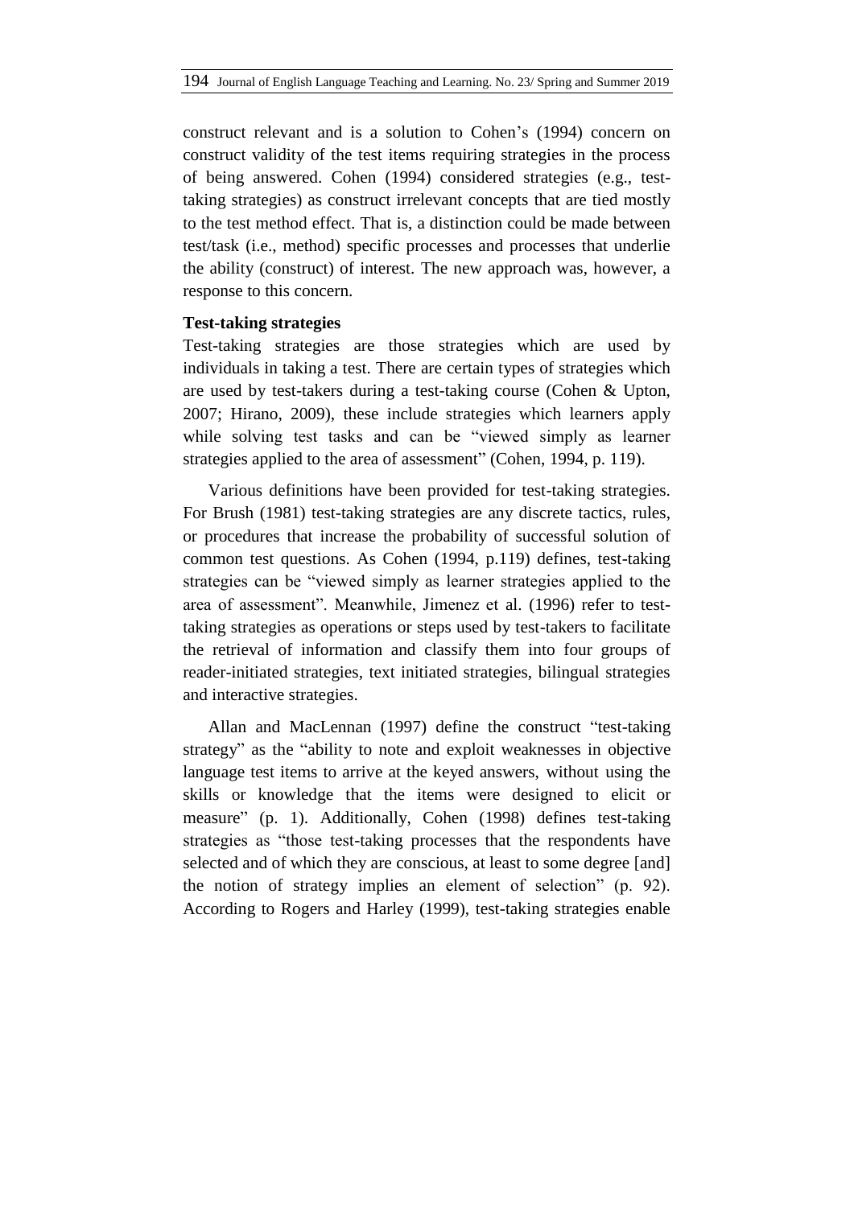construct relevant and is a solution to Cohen's (1994) concern on construct validity of the test items requiring strategies in the process of being answered. Cohen (1994) considered strategies (e.g., test-taking strategies) as construct irrelevant concepts that are tied mostly to the test method effect. That is, a distinction could be made between test/task (i.e., method) specific processes and processes that underlie the ability (construct) of interest. The new approach was, however, a response to this concern.

**Test-taking strategies**

Test-taking strategies are those strategies which are used by individuals in taking a test. There are certain types of strategies which are used by test-takers during a test-taking course (Cohen & Upton, 2007; Hirano, 2009), these include strategies which learners apply while solving test tasks and can be "viewed simply as learner strategies applied to the area of assessment" (Cohen, 1994, p. 119).

Various definitions have been provided for test-taking strategies. For Brush (1981) test-taking strategies are any discrete tactics, rules, or procedures that increase the probability of successful solution of common test questions. As Cohen (1994, p.119) defines, test-taking strategies can be "viewed simply as learner strategies applied to the area of assessment". Meanwhile, Jimenez et al. (1996) refer to test-taking strategies as operations or steps used by test-takers to facilitate the retrieval of information and classify them into four groups of reader-initiated strategies, text initiated strategies, bilingual strategies and interactive strategies.

Allan and MacLennan (1997) define the construct "test-taking strategy" as the "ability to note and exploit weaknesses in objective language test items to arrive at the keyed answers, without using the skills or knowledge that the items were designed to elicit or measure" (p. 1). Additionally, Cohen (1998) defines test-taking strategies as "those test-taking processes that the respondents have selected and of which they are conscious, at least to some degree [and] the notion of strategy implies an element of selection" (p. 92). According to Rogers and Harley (1999), test-taking strategies enable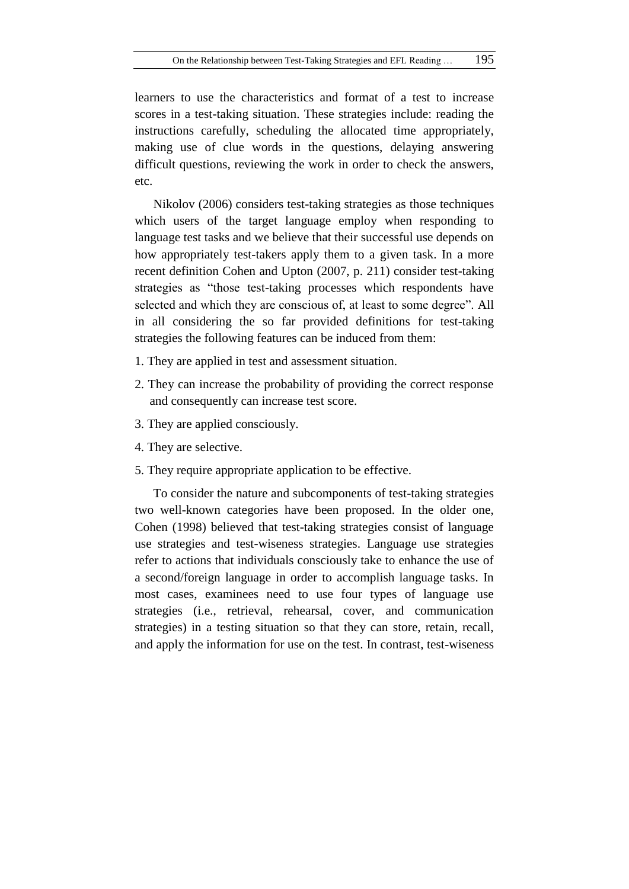learners to use the characteristics and format of a test to increase scores in a test-taking situation. These strategies include: reading the instructions carefully, scheduling the allocated time appropriately, making use of clue words in the questions, delaying answering difficult questions, reviewing the work in order to check the answers, etc.

Nikolov (2006) considers test-taking strategies as those techniques which users of the target language employ when responding to language test tasks and we believe that their successful use depends on how appropriately test-takers apply them to a given task. In a more recent definition Cohen and Upton (2007, p. 211) consider test-taking strategies as "those test-taking processes which respondents have selected and which they are conscious of, at least to some degree". All in all considering the so far provided definitions for test-taking strategies the following features can be induced from them:

1. They are applied in test and assessment situation.
2. They can increase the probability of providing the correct response and consequently can increase test score.
3. They are applied consciously.
4. They are selective.
5. They require appropriate application to be effective.

To consider the nature and subcomponents of test-taking strategies two well-known categories have been proposed. In the older one, Cohen (1998) believed that test-taking strategies consist of language use strategies and test-wiseness strategies. Language use strategies refer to actions that individuals consciously take to enhance the use of a second/foreign language in order to accomplish language tasks. In most cases, examinees need to use four types of language use strategies (i.e., retrieval, rehearsal, cover, and communication strategies) in a testing situation so that they can store, retain, recall, and apply the information for use on the test. In contrast, test-wiseness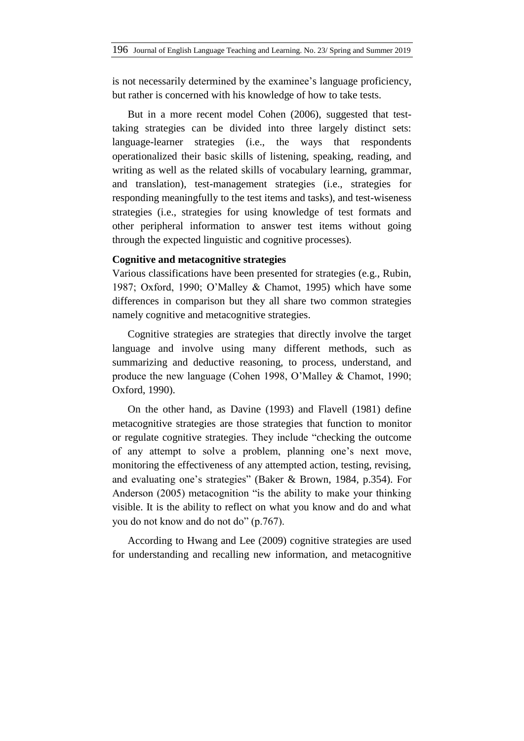is not necessarily determined by the examinee's language proficiency, but rather is concerned with his knowledge of how to take tests.

But in a more recent model Cohen (2006), suggested that test-taking strategies can be divided into three largely distinct sets: language-learner strategies (i.e., the ways that respondents operationalized their basic skills of listening, speaking, reading, and writing as well as the related skills of vocabulary learning, grammar, and translation), test-management strategies (i.e., strategies for responding meaningfully to the test items and tasks), and test-wiseness strategies (i.e., strategies for using knowledge of test formats and other peripheral information to answer test items without going through the expected linguistic and cognitive processes).

**Cognitive and metacognitive strategies**

Various classifications have been presented for strategies (e.g., Rubin, 1987; Oxford, 1990; O'Malley & Chamot, 1995) which have some differences in comparison but they all share two common strategies namely cognitive and metacognitive strategies.

Cognitive strategies are strategies that directly involve the target language and involve using many different methods, such as summarizing and deductive reasoning, to process, understand, and produce the new language (Cohen 1998, O'Malley & Chamot, 1990; Oxford, 1990).

On the other hand, as Davine (1993) and Flavell (1981) define metacognitive strategies are those strategies that function to monitor or regulate cognitive strategies. They include "checking the outcome of any attempt to solve a problem, planning one's next move, monitoring the effectiveness of any attempted action, testing, revising, and evaluating one's strategies" (Baker & Brown, 1984, p.354). For Anderson (2005) metacognition "is the ability to make your thinking visible. It is the ability to reflect on what you know and do and what you do not know and do not do" (p.767).

According to Hwang and Lee (2009) cognitive strategies are used for understanding and recalling new information, and metacognitive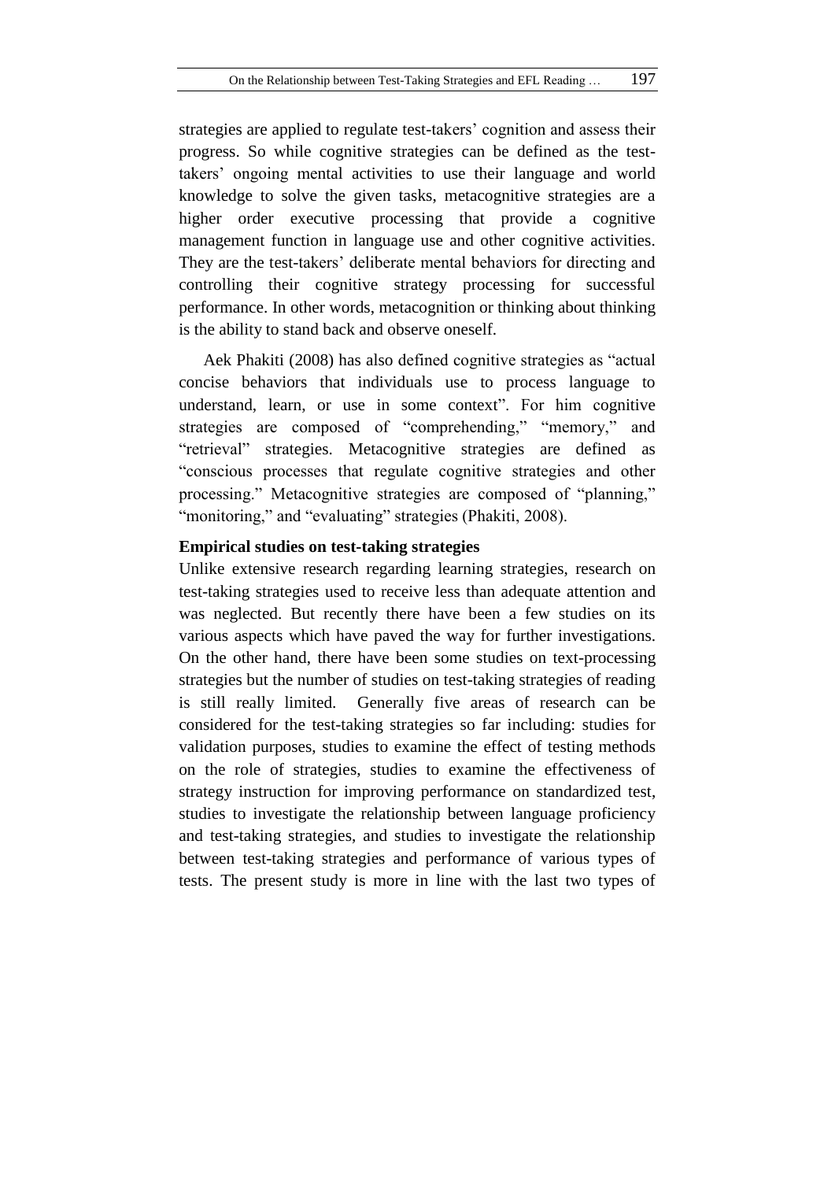strategies are applied to regulate test-takers' cognition and assess their progress. So while cognitive strategies can be defined as the test-takers' ongoing mental activities to use their language and world knowledge to solve the given tasks, metacognitive strategies are a higher order executive processing that provide a cognitive management function in language use and other cognitive activities. They are the test-takers' deliberate mental behaviors for directing and controlling their cognitive strategy processing for successful performance. In other words, metacognition or thinking about thinking is the ability to stand back and observe oneself.

Aek Phakiti (2008) has also defined cognitive strategies as "actual concise behaviors that individuals use to process language to understand, learn, or use in some context". For him cognitive strategies are composed of "comprehending," "memory," and "retrieval" strategies. Metacognitive strategies are defined as "conscious processes that regulate cognitive strategies and other processing." Metacognitive strategies are composed of "planning," "monitoring," and "evaluating" strategies (Phakiti, 2008).

**Empirical studies on test-taking strategies**

Unlike extensive research regarding learning strategies, research on test-taking strategies used to receive less than adequate attention and was neglected. But recently there have been a few studies on its various aspects which have paved the way for further investigations. On the other hand, there have been some studies on text-processing strategies but the number of studies on test-taking strategies of reading is still really limited. Generally five areas of research can be considered for the test-taking strategies so far including: studies for validation purposes, studies to examine the effect of testing methods on the role of strategies, studies to examine the effectiveness of strategy instruction for improving performance on standardized test, studies to investigate the relationship between language proficiency and test-taking strategies, and studies to investigate the relationship between test-taking strategies and performance of various types of tests. The present study is more in line with the last two types of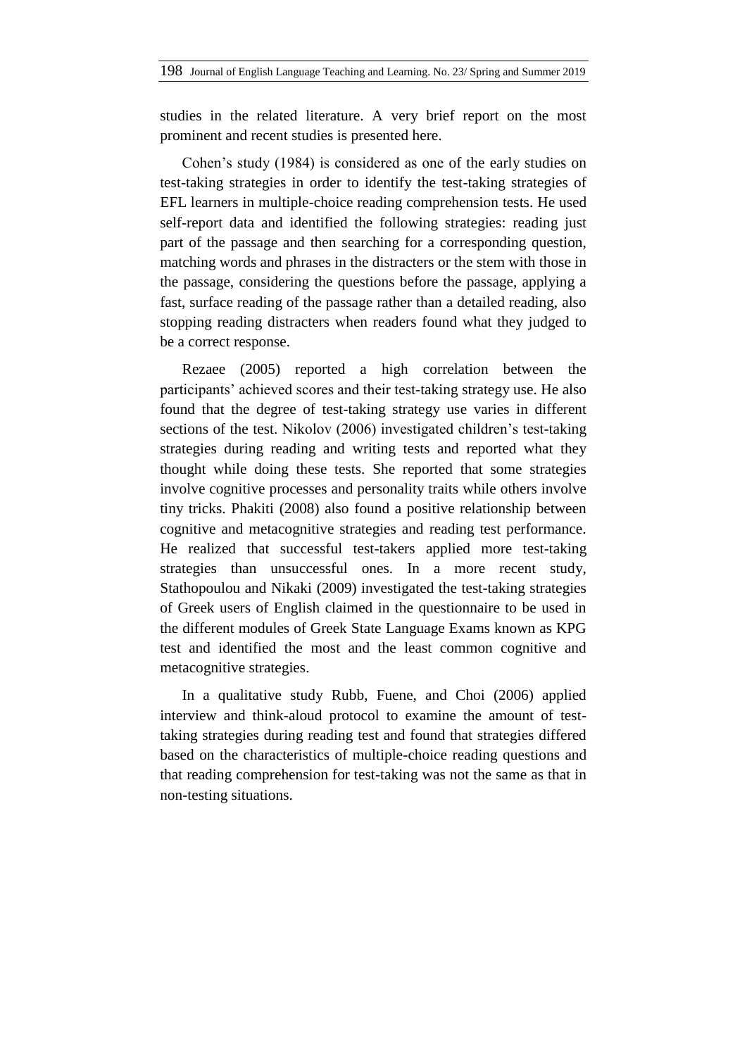studies in the related literature. A very brief report on the most prominent and recent studies is presented here.

Cohen's study (1984) is considered as one of the early studies on test-taking strategies in order to identify the test-taking strategies of EFL learners in multiple-choice reading comprehension tests. He used self-report data and identified the following strategies: reading just part of the passage and then searching for a corresponding question, matching words and phrases in the distracters or the stem with those in the passage, considering the questions before the passage, applying a fast, surface reading of the passage rather than a detailed reading, also stopping reading distracters when readers found what they judged to be a correct response.

Rezaee (2005) reported a high correlation between the participants' achieved scores and their test-taking strategy use. He also found that the degree of test-taking strategy use varies in different sections of the test. Nikolov (2006) investigated children's test-taking strategies during reading and writing tests and reported what they thought while doing these tests. She reported that some strategies involve cognitive processes and personality traits while others involve tiny tricks. Phakiti (2008) also found a positive relationship between cognitive and metacognitive strategies and reading test performance. He realized that successful test-takers applied more test-taking strategies than unsuccessful ones. In a more recent study, Stathopoulou and Nikaki (2009) investigated the test-taking strategies of Greek users of English claimed in the questionnaire to be used in the different modules of Greek State Language Exams known as KPG test and identified the most and the least common cognitive and metacognitive strategies.

In a qualitative study Rubb, Fuene, and Choi (2006) applied interview and think-aloud protocol to examine the amount of test-taking strategies during reading test and found that strategies differed based on the characteristics of multiple-choice reading questions and that reading comprehension for test-taking was not the same as that in non-testing situations.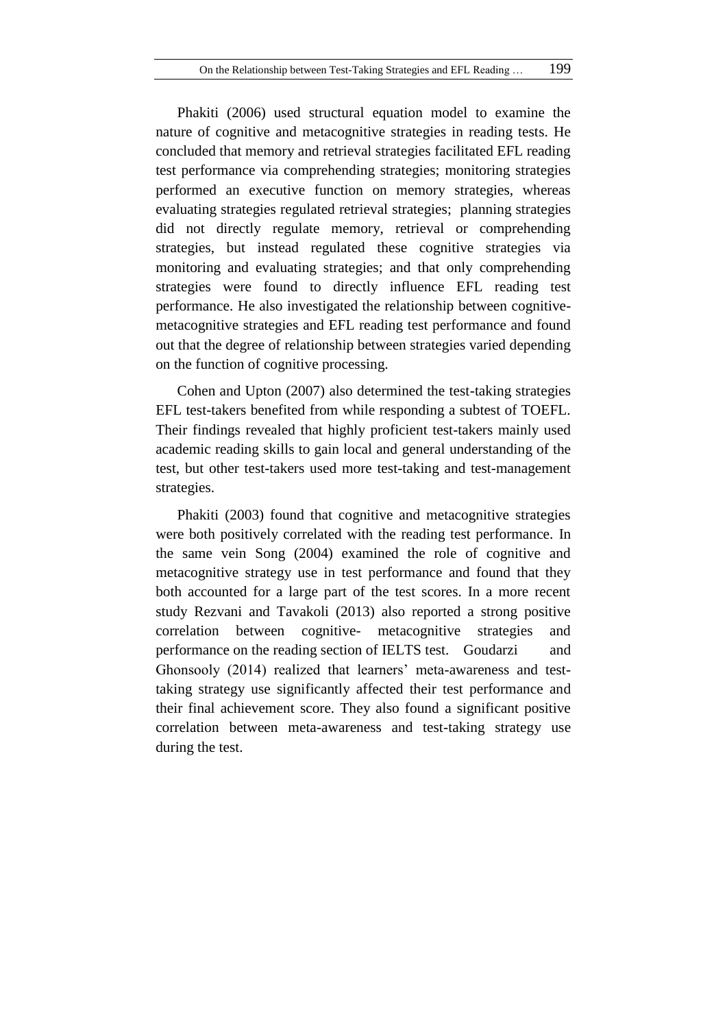Phakiti (2006) used structural equation model to examine the nature of cognitive and metacognitive strategies in reading tests. He concluded that memory and retrieval strategies facilitated EFL reading test performance via comprehending strategies; monitoring strategies performed an executive function on memory strategies, whereas evaluating strategies regulated retrieval strategies; planning strategies did not directly regulate memory, retrieval or comprehending strategies, but instead regulated these cognitive strategies via monitoring and evaluating strategies; and that only comprehending strategies were found to directly influence EFL reading test performance. He also investigated the relationship between cognitive-metacognitive strategies and EFL reading test performance and found out that the degree of relationship between strategies varied depending on the function of cognitive processing.

Cohen and Upton (2007) also determined the test-taking strategies EFL test-takers benefited from while responding a subtest of TOEFL. Their findings revealed that highly proficient test-takers mainly used academic reading skills to gain local and general understanding of the test, but other test-takers used more test-taking and test-management strategies.

Phakiti (2003) found that cognitive and metacognitive strategies were both positively correlated with the reading test performance. In the same vein Song (2004) examined the role of cognitive and metacognitive strategy use in test performance and found that they both accounted for a large part of the test scores. In a more recent study Rezvani and Tavakoli (2013) also reported a strong positive correlation between cognitive- metacognitive strategies and performance on the reading section of IELTS test. Goudarzi and Ghonsooly (2014) realized that learners' meta-awareness and test-taking strategy use significantly affected their test performance and their final achievement score. They also found a significant positive correlation between meta-awareness and test-taking strategy use during the test.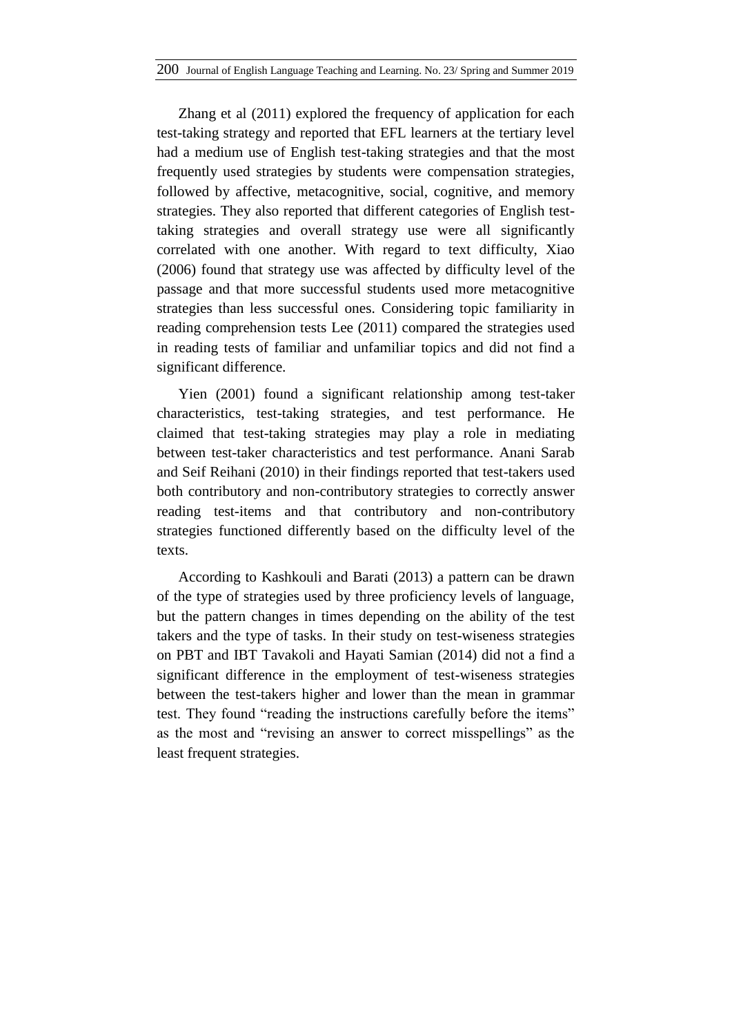Zhang et al (2011) explored the frequency of application for each test-taking strategy and reported that EFL learners at the tertiary level had a medium use of English test-taking strategies and that the most frequently used strategies by students were compensation strategies, followed by affective, metacognitive, social, cognitive, and memory strategies. They also reported that different categories of English test-taking strategies and overall strategy use were all significantly correlated with one another. With regard to text difficulty, Xiao (2006) found that strategy use was affected by difficulty level of the passage and that more successful students used more metacognitive strategies than less successful ones. Considering topic familiarity in reading comprehension tests Lee (2011) compared the strategies used in reading tests of familiar and unfamiliar topics and did not find a significant difference.

Yien (2001) found a significant relationship among test-taker characteristics, test-taking strategies, and test performance. He claimed that test-taking strategies may play a role in mediating between test-taker characteristics and test performance. Anani Sarab and Seif Reihani (2010) in their findings reported that test-takers used both contributory and non-contributory strategies to correctly answer reading test-items and that contributory and non-contributory strategies functioned differently based on the difficulty level of the texts.

According to Kashkouli and Barati (2013) a pattern can be drawn of the type of strategies used by three proficiency levels of language, but the pattern changes in times depending on the ability of the test takers and the type of tasks. In their study on test-wiseness strategies on PBT and IBT Tavakoli and Hayati Samian (2014) did not a find a significant difference in the employment of test-wiseness strategies between the test-takers higher and lower than the mean in grammar test. They found “reading the instructions carefully before the items” as the most and “revising an answer to correct misspellings” as the least frequent strategies.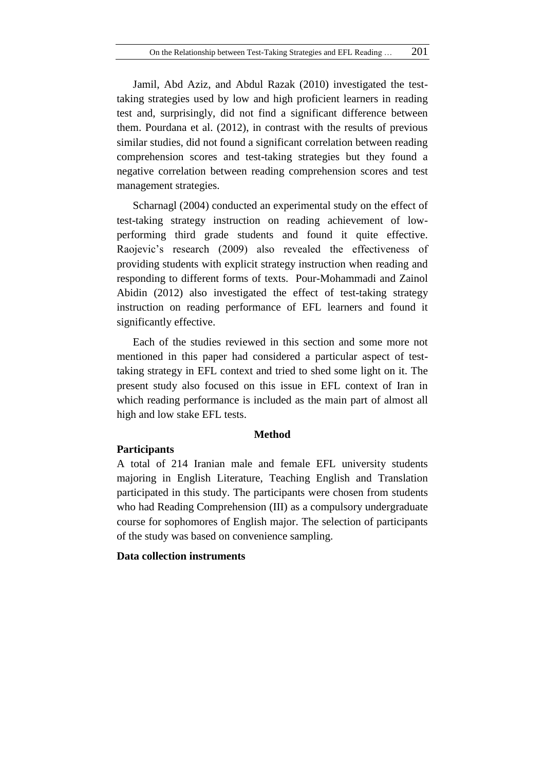Jamil, Abd Aziz, and Abdul Razak (2010) investigated the test-taking strategies used by low and high proficient learners in reading test and, surprisingly, did not find a significant difference between them. Pourdana et al. (2012), in contrast with the results of previous similar studies, did not found a significant correlation between reading comprehension scores and test-taking strategies but they found a negative correlation between reading comprehension scores and test management strategies.

Scharnagl (2004) conducted an experimental study on the effect of test-taking strategy instruction on reading achievement of low-performing third grade students and found it quite effective. Raojevic's research (2009) also revealed the effectiveness of providing students with explicit strategy instruction when reading and responding to different forms of texts. Pour-Mohammadi and Zainol Abidin (2012) also investigated the effect of test-taking strategy instruction on reading performance of EFL learners and found it significantly effective.

Each of the studies reviewed in this section and some more not mentioned in this paper had considered a particular aspect of test-taking strategy in EFL context and tried to shed some light on it. The present study also focused on this issue in EFL context of Iran in which reading performance is included as the main part of almost all high and low stake EFL tests.

## Method

### Participants

A total of 214 Iranian male and female EFL university students majoring in English Literature, Teaching English and Translation participated in this study. The participants were chosen from students who had Reading Comprehension (III) as a compulsory undergraduate course for sophomores of English major. The selection of participants of the study was based on convenience sampling.

### Data collection instruments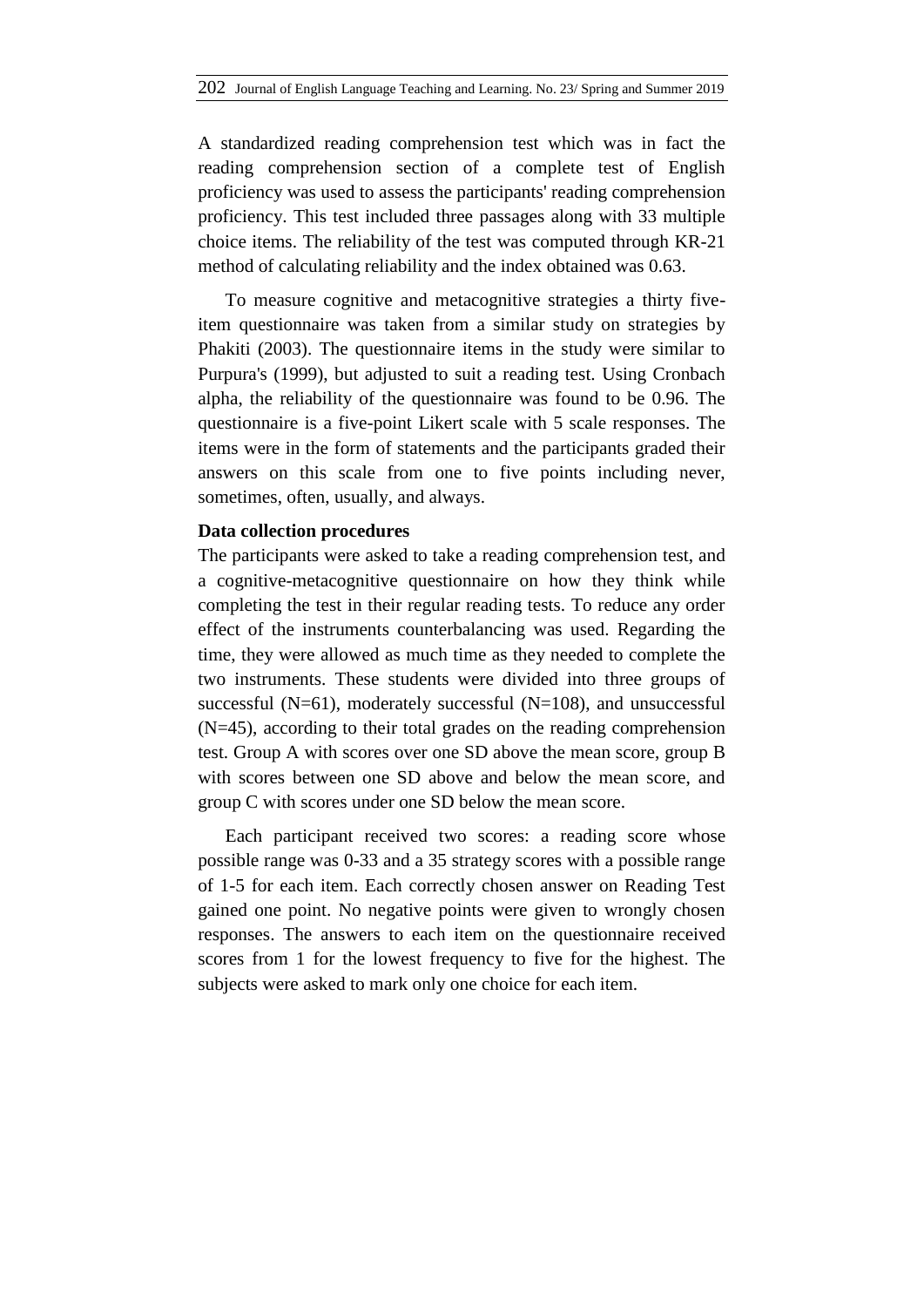A standardized reading comprehension test which was in fact the reading comprehension section of a complete test of English proficiency was used to assess the participants' reading comprehension proficiency. This test included three passages along with 33 multiple choice items. The reliability of the test was computed through KR-21 method of calculating reliability and the index obtained was 0.63.

To measure cognitive and metacognitive strategies a thirty five-item questionnaire was taken from a similar study on strategies by Phakiti (2003). The questionnaire items in the study were similar to Purpura's (1999), but adjusted to suit a reading test. Using Cronbach alpha, the reliability of the questionnaire was found to be 0.96. The questionnaire is a five-point Likert scale with 5 scale responses. The items were in the form of statements and the participants graded their answers on this scale from one to five points including never, sometimes, often, usually, and always.

**Data collection procedures**

The participants were asked to take a reading comprehension test, and a cognitive-metacognitive questionnaire on how they think while completing the test in their regular reading tests. To reduce any order effect of the instruments counterbalancing was used. Regarding the time, they were allowed as much time as they needed to complete the two instruments. These students were divided into three groups of successful (N=61), moderately successful (N=108), and unsuccessful (N=45), according to their total grades on the reading comprehension test. Group A with scores over one SD above the mean score, group B with scores between one SD above and below the mean score, and group C with scores under one SD below the mean score.

Each participant received two scores: a reading score whose possible range was 0-33 and a 35 strategy scores with a possible range of 1-5 for each item. Each correctly chosen answer on Reading Test gained one point. No negative points were given to wrongly chosen responses. The answers to each item on the questionnaire received scores from 1 for the lowest frequency to five for the highest. The subjects were asked to mark only one choice for each item.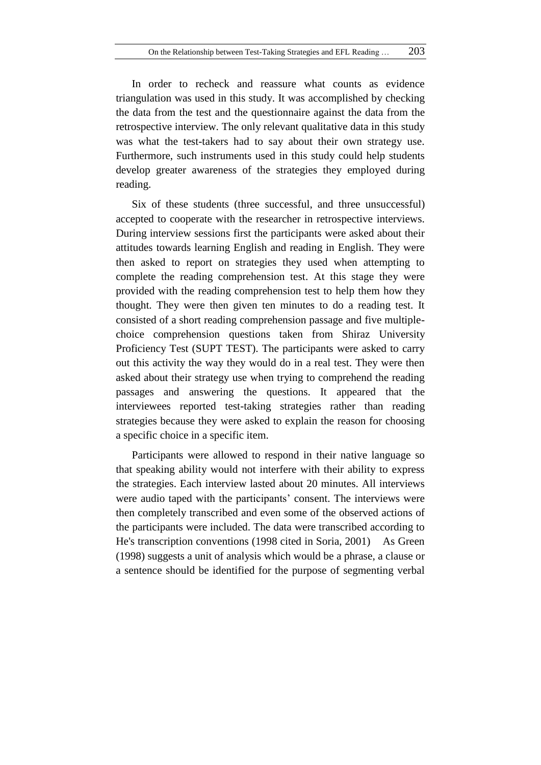In order to recheck and reassure what counts as evidence triangulation was used in this study. It was accomplished by checking the data from the test and the questionnaire against the data from the retrospective interview. The only relevant qualitative data in this study was what the test-takers had to say about their own strategy use. Furthermore, such instruments used in this study could help students develop greater awareness of the strategies they employed during reading.

Six of these students (three successful, and three unsuccessful) accepted to cooperate with the researcher in retrospective interviews. During interview sessions first the participants were asked about their attitudes towards learning English and reading in English. They were then asked to report on strategies they used when attempting to complete the reading comprehension test. At this stage they were provided with the reading comprehension test to help them how they thought. They were then given ten minutes to do a reading test. It consisted of a short reading comprehension passage and five multiple-choice comprehension questions taken from Shiraz University Proficiency Test (SUPT TEST). The participants were asked to carry out this activity the way they would do in a real test. They were then asked about their strategy use when trying to comprehend the reading passages and answering the questions. It appeared that the interviewees reported test-taking strategies rather than reading strategies because they were asked to explain the reason for choosing a specific choice in a specific item.

Participants were allowed to respond in their native language so that speaking ability would not interfere with their ability to express the strategies. Each interview lasted about 20 minutes. All interviews were audio taped with the participants' consent. The interviews were then completely transcribed and even some of the observed actions of the participants were included. The data were transcribed according to He's transcription conventions (1998 cited in Soria, 2001)  As Green (1998) suggests a unit of analysis which would be a phrase, a clause or a sentence should be identified for the purpose of segmenting verbal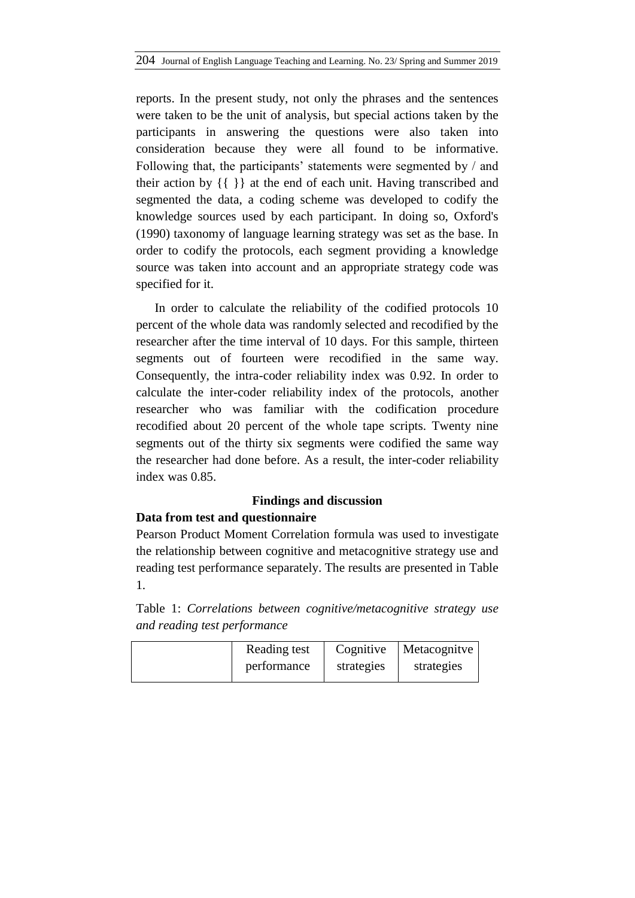reports. In the present study, not only the phrases and the sentences were taken to be the unit of analysis, but special actions taken by the participants in answering the questions were also taken into consideration because they were all found to be informative. Following that, the participants' statements were segmented by / and their action by {{ }} at the end of each unit. Having transcribed and segmented the data, a coding scheme was developed to codify the knowledge sources used by each participant. In doing so, Oxford's (1990) taxonomy of language learning strategy was set as the base. In order to codify the protocols, each segment providing a knowledge source was taken into account and an appropriate strategy code was specified for it.

In order to calculate the reliability of the codified protocols 10 percent of the whole data was randomly selected and recodified by the researcher after the time interval of 10 days. For this sample, thirteen segments out of fourteen were recodified in the same way. Consequently, the intra-coder reliability index was 0.92. In order to calculate the inter-coder reliability index of the protocols, another researcher who was familiar with the codification procedure recodified about 20 percent of the whole tape scripts. Twenty nine segments out of the thirty six segments were codified the same way the researcher had done before. As a result, the inter-coder reliability index was 0.85.

## Findings and discussion

### Data from test and questionnaire

Pearson Product Moment Correlation formula was used to investigate the relationship between cognitive and metacognitive strategy use and reading test performance separately. The results are presented in Table 1.

Table 1: *Correlations between cognitive/metacognitive strategy use and reading test performance*

| | Reading test performance | Cognitive strategies | Metacognitve strategies |
|---|---|---|---|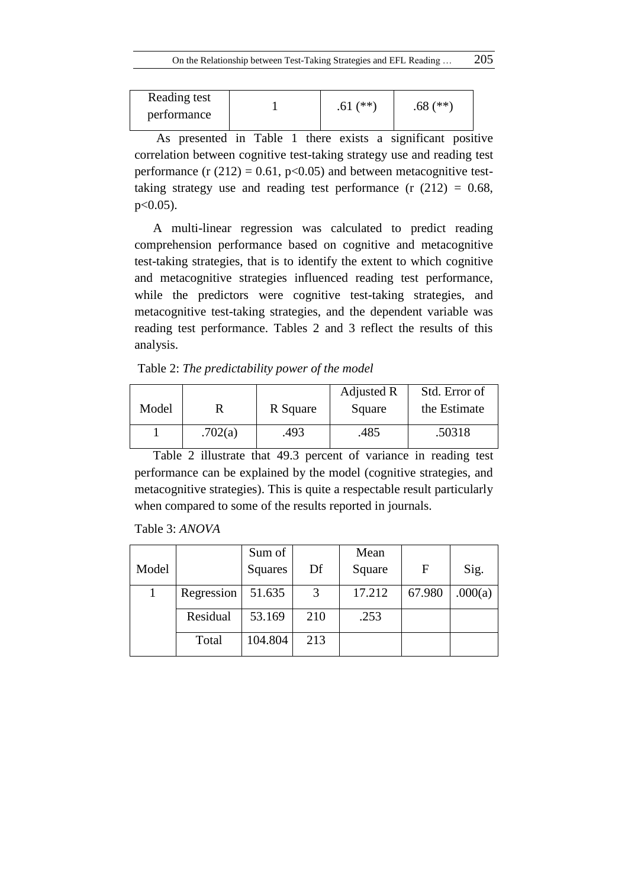| Reading test performance | 1 | .61 (**) | .68 (**) |
|---|---|---|---|

As presented in Table 1 there exists a significant positive correlation between cognitive test-taking strategy use and reading test performance ($r(212) = 0.61$, $p<0.05$) and between metacognitive test-taking strategy use and reading test performance ($r(212) = 0.68$, $p<0.05$).

A multi-linear regression was calculated to predict reading comprehension performance based on cognitive and metacognitive test-taking strategies, that is to identify the extent to which cognitive and metacognitive strategies influenced reading test performance, while the predictors were cognitive test-taking strategies, and metacognitive test-taking strategies, and the dependent variable was reading test performance. Tables 2 and 3 reflect the results of this analysis.

Table 2: *The predictability power of the model*

| Model | R | R Square | Adjusted R Square | Std. Error of the Estimate |
|---|---|---|---|---|
| 1 | .702(a) | .493 | .485 | .50318 |

Table 2 illustrate that 49.3 percent of variance in reading test performance can be explained by the model (cognitive strategies, and metacognitive strategies). This is quite a respectable result particularly when compared to some of the results reported in journals.

Table 3: *ANOVA*

| Model | | Sum of Squares | Df | Mean Square | F | Sig. |
|---|---|---|---|---|---|---|
| 1 | Regression | 51.635 | 3 | 17.212 | 67.980 | .000(a) |
| | Residual | 53.169 | 210 | .253 | | |
| | Total | 104.804 | 213 | | | |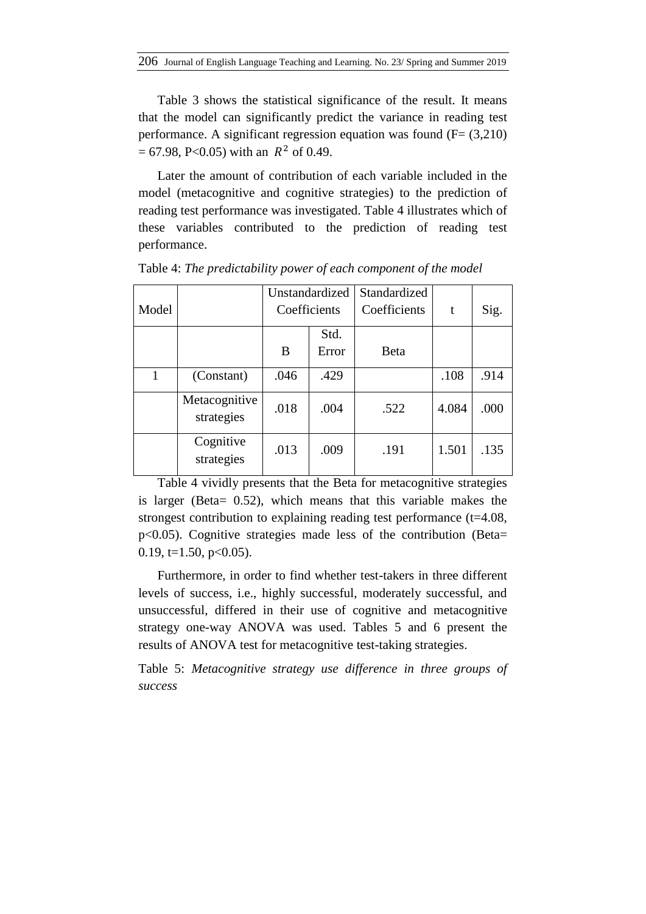Table 3 shows the statistical significance of the result. It means that the model can significantly predict the variance in reading test performance. A significant regression equation was found (F= (3,210) = 67.98, P<0.05) with an $R^2$ of 0.49.

Later the amount of contribution of each variable included in the model (metacognitive and cognitive strategies) to the prediction of reading test performance was investigated. Table 4 illustrates which of these variables contributed to the prediction of reading test performance.

Table 4: *The predictability power of each component of the model*

| Model | | Unstandardized Coefficients | | Standardized Coefficients | t | Sig. |
|---|---|---|---|---|---|---|
| | | B | Std. Error | Beta | | |
| 1 | (Constant) | .046 | .429 | | .108 | .914 |
| | Metacognitive strategies | .018 | .004 | .522 | 4.084 | .000 |
| | Cognitive strategies | .013 | .009 | .191 | 1.501 | .135 |

Table 4 vividly presents that the Beta for metacognitive strategies is larger (Beta= 0.52), which means that this variable makes the strongest contribution to explaining reading test performance (t=4.08, p<0.05). Cognitive strategies made less of the contribution (Beta= 0.19, t=1.50, p<0.05).

Furthermore, in order to find whether test-takers in three different levels of success, i.e., highly successful, moderately successful, and unsuccessful, differed in their use of cognitive and metacognitive strategy one-way ANOVA was used. Tables 5 and 6 present the results of ANOVA test for metacognitive test-taking strategies.

Table 5: *Metacognitive strategy use difference in three groups of success*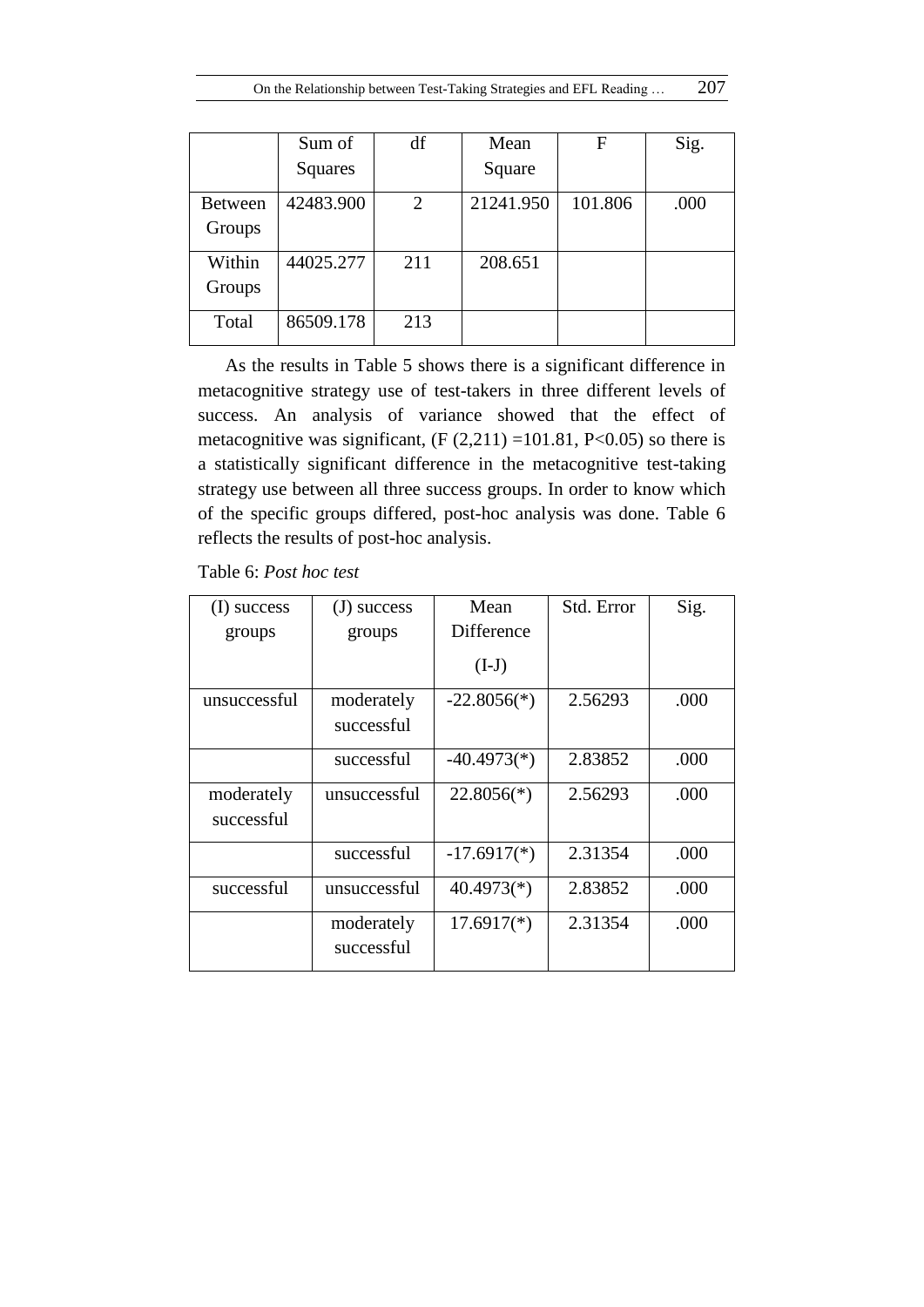| | Sum of Squares | df | Mean Square | F | Sig. |
|---|---|---|---|---|---|
| Between Groups | 42483.900 | 2 | 21241.950 | 101.806 | .000 |
| Within Groups | 44025.277 | 211 | 208.651 | | |
| Total | 86509.178 | 213 | | | |

As the results in Table 5 shows there is a significant difference in metacognitive strategy use of test-takers in three different levels of success. An analysis of variance showed that the effect of metacognitive was significant, ($F (2,211) = 101.81$, $P<0.05$) so there is a statistically significant difference in the metacognitive test-taking strategy use between all three success groups. In order to know which of the specific groups differed, post-hoc analysis was done. Table 6 reflects the results of post-hoc analysis.

Table 6: *Post hoc test*

| (I) success groups | (J) success groups | Mean Difference (I-J) | Std. Error | Sig. |
|---|---|---|---|---|
| unsuccessful | moderately successful | -22.8056(*) | 2.56293 | .000 |
| | successful | -40.4973(*) | 2.83852 | .000 |
| moderately successful | unsuccessful | 22.8056(*) | 2.56293 | .000 |
| | successful | -17.6917(*) | 2.31354 | .000 |
| successful | unsuccessful | 40.4973(*) | 2.83852 | .000 |
| | moderately successful | 17.6917(*) | 2.31354 | .000 |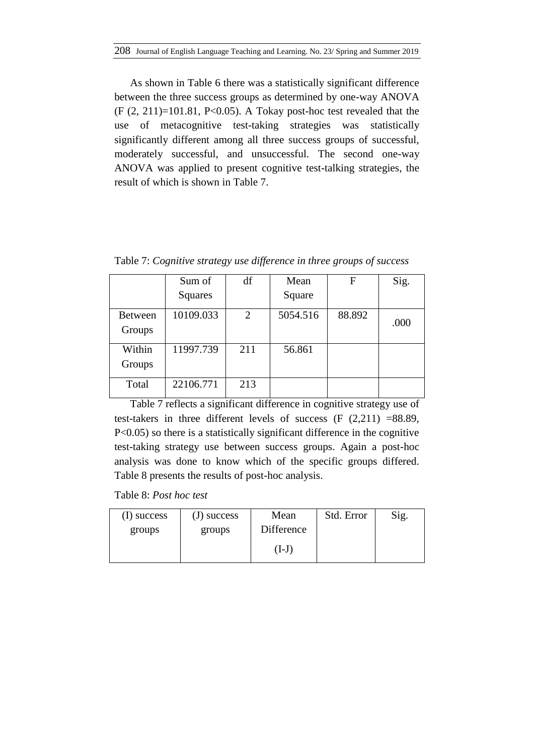As shown in Table 6 there was a statistically significant difference between the three success groups as determined by one-way ANOVA ($F(2, 211)=101.81$, $P<0.05$). A Tokay post-hoc test revealed that the use of metacognitive test-taking strategies was statistically significantly different among all three success groups of successful, moderately successful, and unsuccessful. The second one-way ANOVA was applied to present cognitive test-talking strategies, the result of which is shown in Table 7.

Table 7: *Cognitive strategy use difference in three groups of success*

| | Sum of Squares | df | Mean Square | F | Sig. |
|---|---|---|---|---|---|
| Between Groups | 10109.033 | 2 | 5054.516 | 88.892 | .000 |
| Within Groups | 11997.739 | 211 | 56.861 | | |
| Total | 22106.771 | 213 | | | |

Table 7 reflects a significant difference in cognitive strategy use of test-takers in three different levels of success ($F(2,211)=88.89$, $P<0.05$) so there is a statistically significant difference in the cognitive test-taking strategy use between success groups. Again a post-hoc analysis was done to know which of the specific groups differed. Table 8 presents the results of post-hoc analysis.

Table 8: *Post hoc test*

| (I) success groups | (J) success groups | Mean Difference (I-J) | Std. Error | Sig. |
|---|---|---|---|---|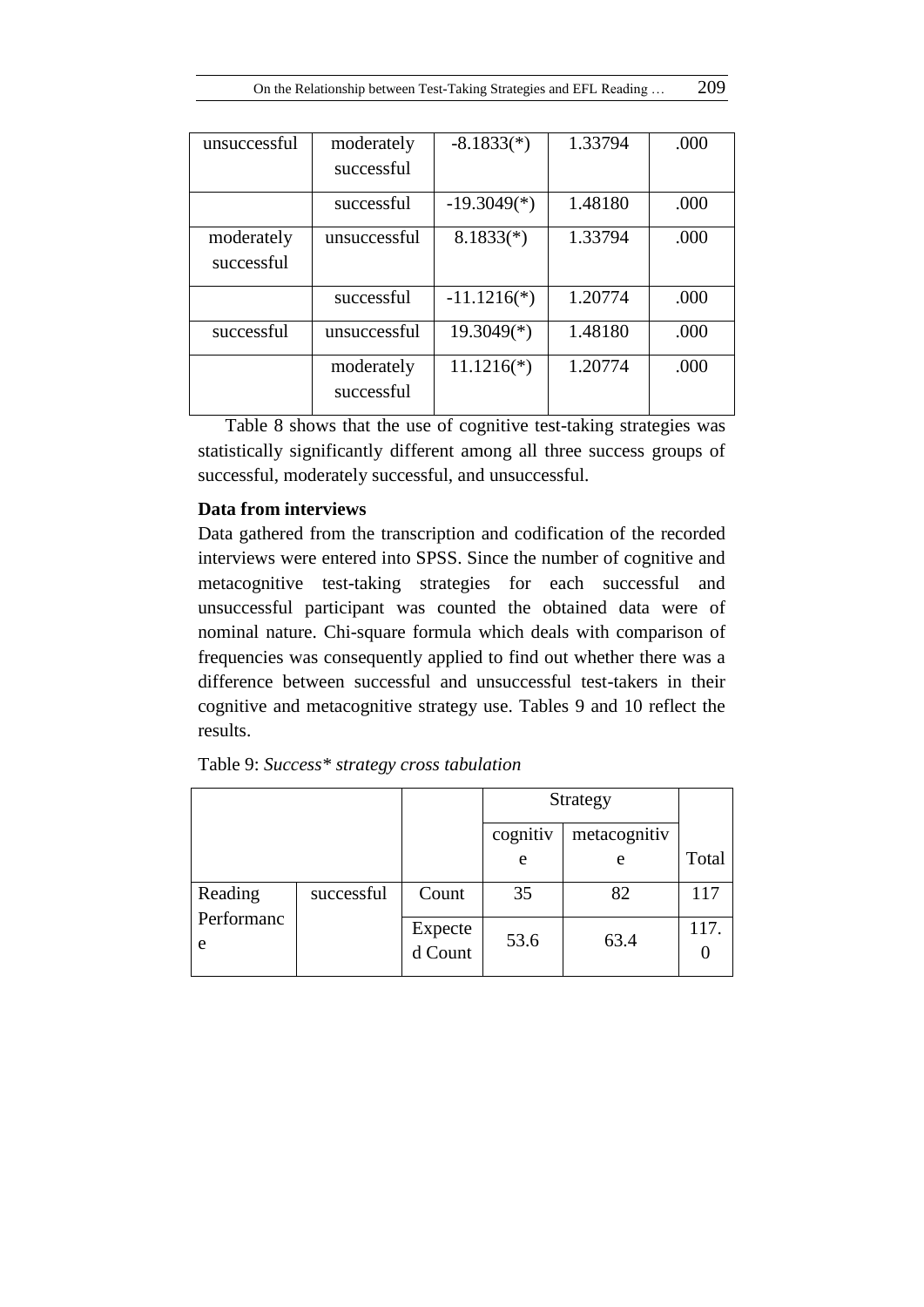| | | | | |
|---|---|---|---|---|
| unsuccessful | moderately successful | -8.1833(*) | 1.33794 | .000 |
| | successful | -19.3049(*) | 1.48180 | .000 |
| moderately successful | unsuccessful | 8.1833(*) | 1.33794 | .000 |
| | successful | -11.1216(*) | 1.20774 | .000 |
| successful | unsuccessful | 19.3049(*) | 1.48180 | .000 |
| | moderately successful | 11.1216(*) | 1.20774 | .000 |

Table 8 shows that the use of cognitive test-taking strategies was statistically significantly different among all three success groups of successful, moderately successful, and unsuccessful.

**Data from interviews**

Data gathered from the transcription and codification of the recorded interviews were entered into SPSS. Since the number of cognitive and metacognitive test-taking strategies for each successful and unsuccessful participant was counted the obtained data were of nominal nature. Chi-square formula which deals with comparison of frequencies was consequently applied to find out whether there was a difference between successful and unsuccessful test-takers in their cognitive and metacognitive strategy use. Tables 9 and 10 reflect the results.

Table 9: *Success\* strategy cross tabulation*

| | | | Strategy | | |
|---|---|---|---|---|---|
| | | | cognitive | metacognitive | Total |
| Reading Performance | successful | Count | 35 | 82 | 117 |
| | | Expected Count | 53.6 | 63.4 | 117.0 |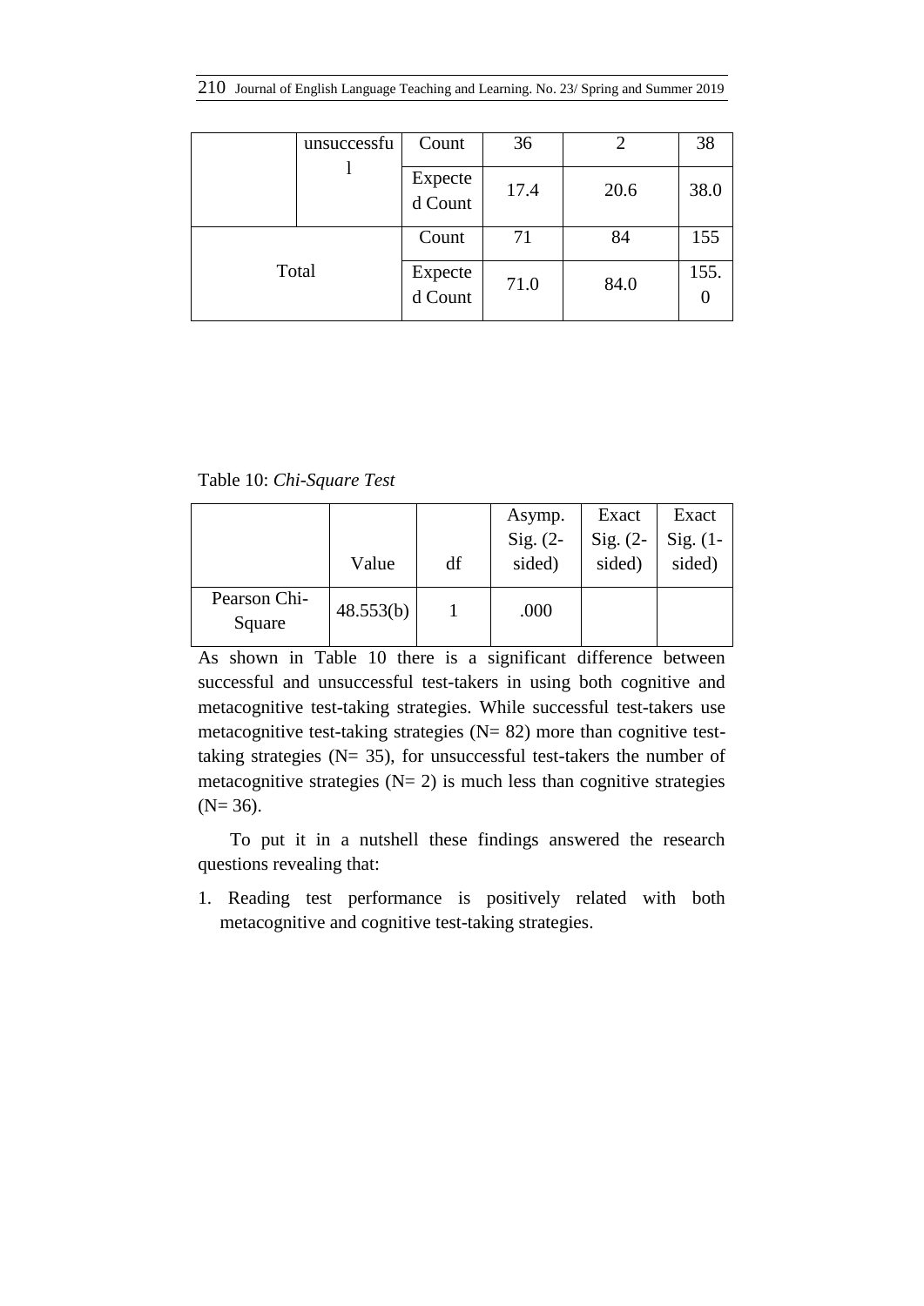|  | unsuccessful | Count | 36 | 2 | 38 |
| --- | --- | --- | --- | --- | --- |
|  |  | Expected Count | 17.4 | 20.6 | 38.0 |
| Total |  | Count | 71 | 84 | 155 |
|  |  | Expected Count | 71.0 | 84.0 | 155.0 |

Table 10: *Chi-Square Test*

|  | Value | df | Asymp. Sig. (2-sided) | Exact Sig. (2-sided) | Exact Sig. (1-sided) |
| --- | --- | --- | --- | --- | --- |
| Pearson Chi-Square | 48.553(b) | 1 | .000 |  |  |

As shown in Table 10 there is a significant difference between successful and unsuccessful test-takers in using both cognitive and metacognitive test-taking strategies. While successful test-takers use metacognitive test-taking strategies (N= 82) more than cognitive test-taking strategies (N= 35), for unsuccessful test-takers the number of metacognitive strategies (N= 2) is much less than cognitive strategies (N= 36).

To put it in a nutshell these findings answered the research questions revealing that:

1. Reading test performance is positively related with both metacognitive and cognitive test-taking strategies.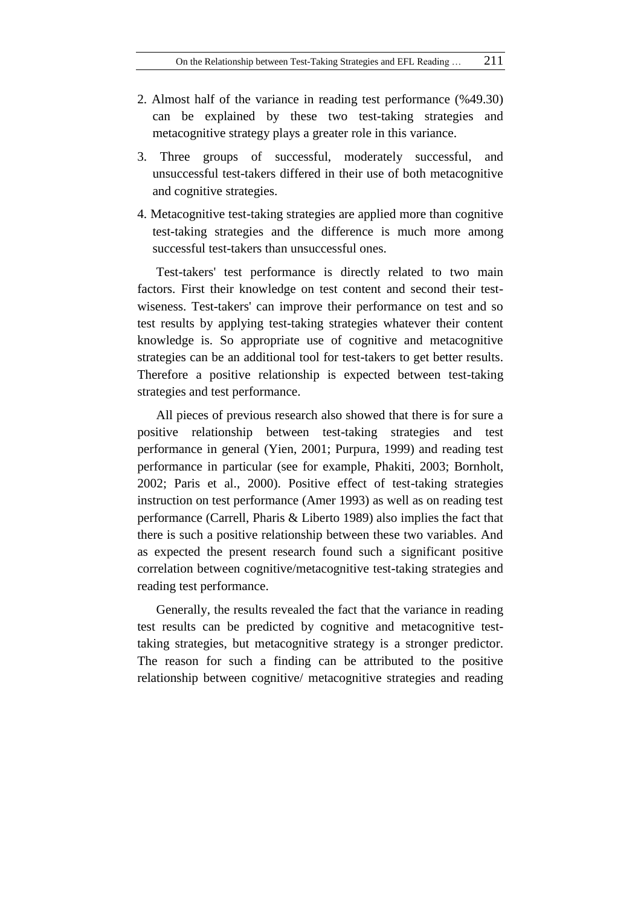2. Almost half of the variance in reading test performance (%49.30) can be explained by these two test-taking strategies and metacognitive strategy plays a greater role in this variance.

3. Three groups of successful, moderately successful, and unsuccessful test-takers differed in their use of both metacognitive and cognitive strategies.

4. Metacognitive test-taking strategies are applied more than cognitive test-taking strategies and the difference is much more among successful test-takers than unsuccessful ones.

Test-takers' test performance is directly related to two main factors. First their knowledge on test content and second their test-wiseness. Test-takers' can improve their performance on test and so test results by applying test-taking strategies whatever their content knowledge is. So appropriate use of cognitive and metacognitive strategies can be an additional tool for test-takers to get better results. Therefore a positive relationship is expected between test-taking strategies and test performance.

All pieces of previous research also showed that there is for sure a positive relationship between test-taking strategies and test performance in general (Yien, 2001; Purpura, 1999) and reading test performance in particular (see for example, Phakiti, 2003; Bornholt, 2002; Paris et al., 2000). Positive effect of test-taking strategies instruction on test performance (Amer 1993) as well as on reading test performance (Carrell, Pharis & Liberto 1989) also implies the fact that there is such a positive relationship between these two variables. And as expected the present research found such a significant positive correlation between cognitive/metacognitive test-taking strategies and reading test performance.

Generally, the results revealed the fact that the variance in reading test results can be predicted by cognitive and metacognitive test-taking strategies, but metacognitive strategy is a stronger predictor. The reason for such a finding can be attributed to the positive relationship between cognitive/ metacognitive strategies and reading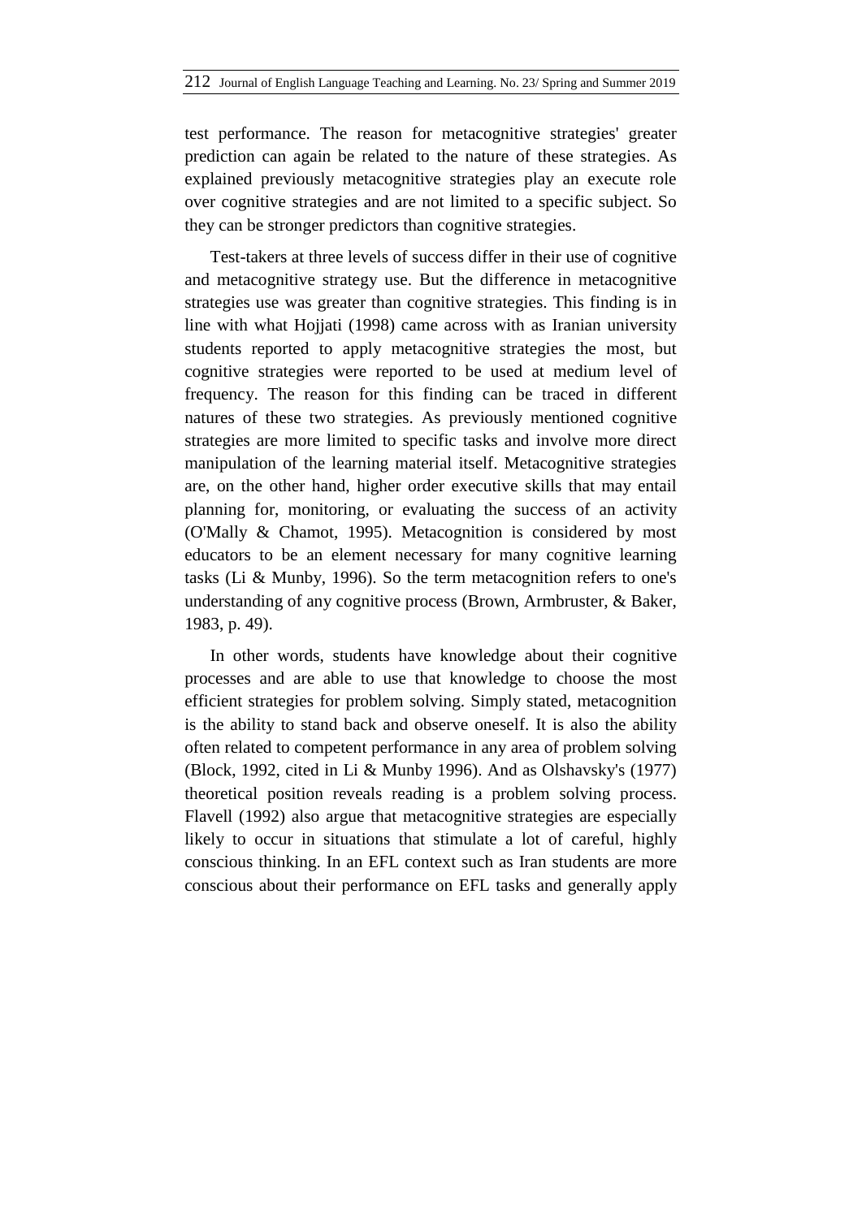test performance. The reason for metacognitive strategies' greater prediction can again be related to the nature of these strategies. As explained previously metacognitive strategies play an execute role over cognitive strategies and are not limited to a specific subject. So they can be stronger predictors than cognitive strategies.

Test-takers at three levels of success differ in their use of cognitive and metacognitive strategy use. But the difference in metacognitive strategies use was greater than cognitive strategies. This finding is in line with what Hojjati (1998) came across with as Iranian university students reported to apply metacognitive strategies the most, but cognitive strategies were reported to be used at medium level of frequency. The reason for this finding can be traced in different natures of these two strategies. As previously mentioned cognitive strategies are more limited to specific tasks and involve more direct manipulation of the learning material itself. Metacognitive strategies are, on the other hand, higher order executive skills that may entail planning for, monitoring, or evaluating the success of an activity (O'Mally & Chamot, 1995). Metacognition is considered by most educators to be an element necessary for many cognitive learning tasks (Li & Munby, 1996). So the term metacognition refers to one's understanding of any cognitive process (Brown, Armbruster, & Baker, 1983, p. 49).

In other words, students have knowledge about their cognitive processes and are able to use that knowledge to choose the most efficient strategies for problem solving. Simply stated, metacognition is the ability to stand back and observe oneself. It is also the ability often related to competent performance in any area of problem solving (Block, 1992, cited in Li & Munby 1996). And as Olshavsky's (1977) theoretical position reveals reading is a problem solving process. Flavell (1992) also argue that metacognitive strategies are especially likely to occur in situations that stimulate a lot of careful, highly conscious thinking. In an EFL context such as Iran students are more conscious about their performance on EFL tasks and generally apply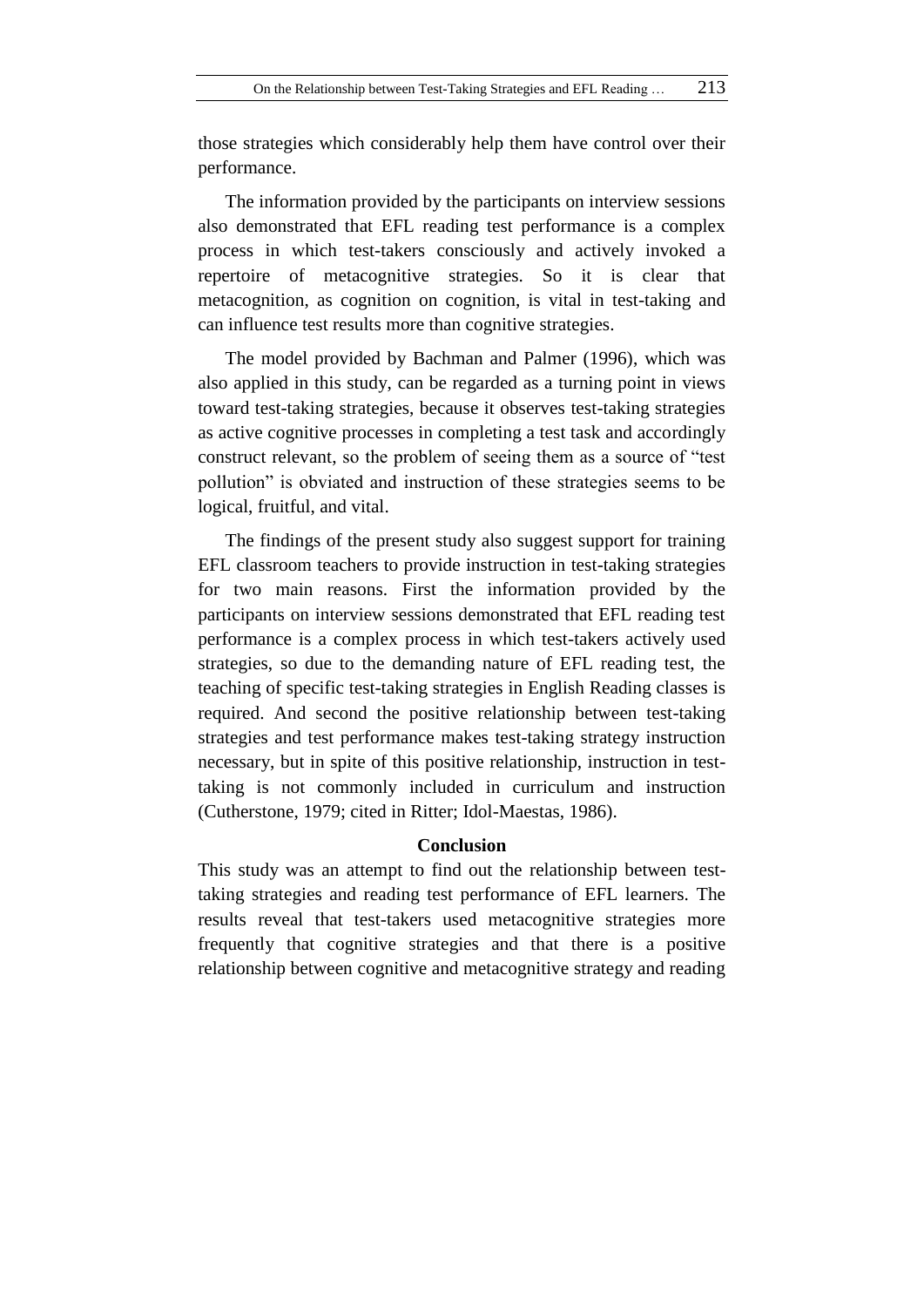those strategies which considerably help them have control over their performance.

The information provided by the participants on interview sessions also demonstrated that EFL reading test performance is a complex process in which test-takers consciously and actively invoked a repertoire of metacognitive strategies. So it is clear that metacognition, as cognition on cognition, is vital in test-taking and can influence test results more than cognitive strategies.

The model provided by Bachman and Palmer (1996), which was also applied in this study, can be regarded as a turning point in views toward test-taking strategies, because it observes test-taking strategies as active cognitive processes in completing a test task and accordingly construct relevant, so the problem of seeing them as a source of "test pollution" is obviated and instruction of these strategies seems to be logical, fruitful, and vital.

The findings of the present study also suggest support for training EFL classroom teachers to provide instruction in test-taking strategies for two main reasons. First the information provided by the participants on interview sessions demonstrated that EFL reading test performance is a complex process in which test-takers actively used strategies, so due to the demanding nature of EFL reading test, the teaching of specific test-taking strategies in English Reading classes is required. And second the positive relationship between test-taking strategies and test performance makes test-taking strategy instruction necessary, but in spite of this positive relationship, instruction in test-taking is not commonly included in curriculum and instruction (Cutherstone, 1979; cited in Ritter; Idol-Maestas, 1986).

## Conclusion

This study was an attempt to find out the relationship between test-taking strategies and reading test performance of EFL learners. The results reveal that test-takers used metacognitive strategies more frequently that cognitive strategies and that there is a positive relationship between cognitive and metacognitive strategy and reading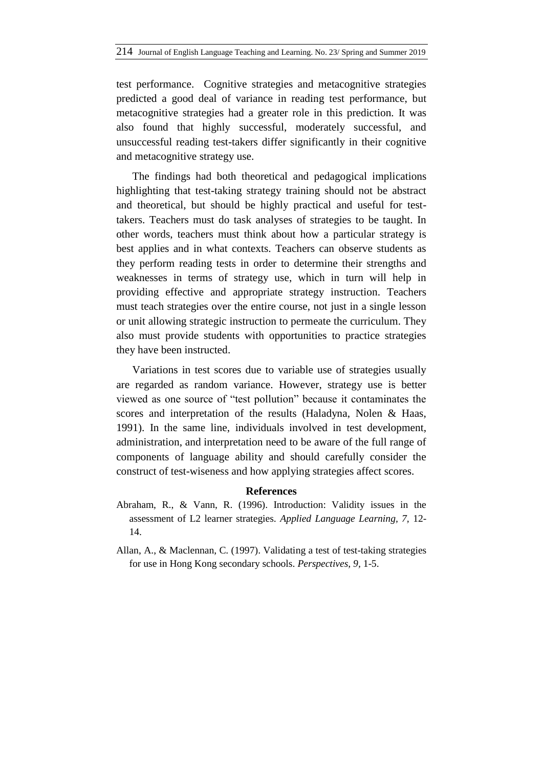test performance. Cognitive strategies and metacognitive strategies predicted a good deal of variance in reading test performance, but metacognitive strategies had a greater role in this prediction. It was also found that highly successful, moderately successful, and unsuccessful reading test-takers differ significantly in their cognitive and metacognitive strategy use.

The findings had both theoretical and pedagogical implications highlighting that test-taking strategy training should not be abstract and theoretical, but should be highly practical and useful for test-takers. Teachers must do task analyses of strategies to be taught. In other words, teachers must think about how a particular strategy is best applies and in what contexts. Teachers can observe students as they perform reading tests in order to determine their strengths and weaknesses in terms of strategy use, which in turn will help in providing effective and appropriate strategy instruction. Teachers must teach strategies over the entire course, not just in a single lesson or unit allowing strategic instruction to permeate the curriculum. They also must provide students with opportunities to practice strategies they have been instructed.

Variations in test scores due to variable use of strategies usually are regarded as random variance. However, strategy use is better viewed as one source of "test pollution" because it contaminates the scores and interpretation of the results (Haladyna, Nolen & Haas, 1991). In the same line, individuals involved in test development, administration, and interpretation need to be aware of the full range of components of language ability and should carefully consider the construct of test-wiseness and how applying strategies affect scores.

## References

Abraham, R., & Vann, R. (1996). Introduction: Validity issues in the assessment of L2 learner strategies. *Applied Language Learning, 7*, 12-14.

Allan, A., & Maclennan, C. (1997). Validating a test of test-taking strategies for use in Hong Kong secondary schools. *Perspectives, 9*, 1-5.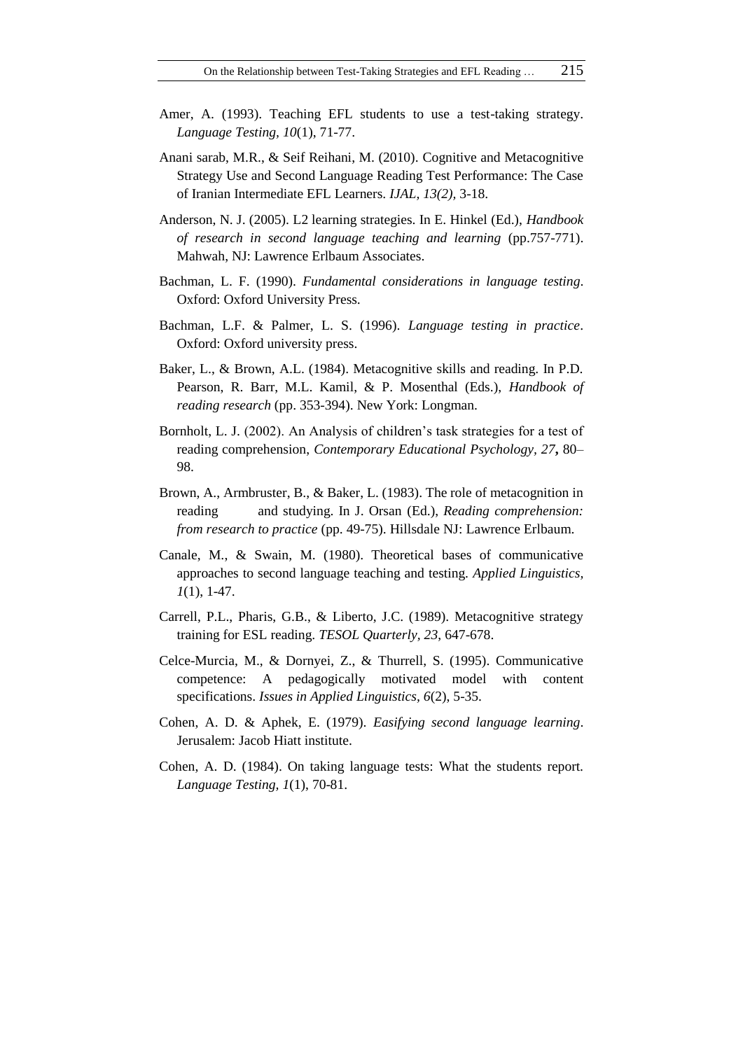Amer, A. (1993). Teaching EFL students to use a test-taking strategy. *Language Testing, 10*(1), 71-77.

Anani sarab, M.R., & Seif Reihani, M. (2010). Cognitive and Metacognitive Strategy Use and Second Language Reading Test Performance: The Case of Iranian Intermediate EFL Learners. *IJAL, 13(2),* 3-18.

Anderson, N. J. (2005). L2 learning strategies. In E. Hinkel (Ed.), *Handbook of research in second language teaching and learning* (pp.757-771). Mahwah, NJ: Lawrence Erlbaum Associates.

Bachman, L. F. (1990). *Fundamental considerations in language testing*. Oxford: Oxford University Press.

Bachman, L.F. & Palmer, L. S. (1996). *Language testing in practice*. Oxford: Oxford university press.

Baker, L., & Brown, A.L. (1984). Metacognitive skills and reading. In P.D. Pearson, R. Barr, M.L. Kamil, & P. Mosenthal (Eds.), *Handbook of reading research* (pp. 353-394). New York: Longman.

Bornholt, L. J. (2002). An Analysis of children's task strategies for a test of reading comprehension, *Contemporary Educational Psychology, 27***,** 80–98.

Brown, A., Armbruster, B., & Baker, L. (1983). The role of metacognition in reading and studying. In J. Orsan (Ed.), *Reading comprehension: from research to practice* (pp. 49-75). Hillsdale NJ: Lawrence Erlbaum.

Canale, M., & Swain, M. (1980). Theoretical bases of communicative approaches to second language teaching and testing. *Applied Linguistics, 1*(1), 1-47.

Carrell, P.L., Pharis, G.B., & Liberto, J.C. (1989). Metacognitive strategy training for ESL reading. *TESOL Quarterly, 23*, 647-678.

Celce-Murcia, M., & Dornyei, Z., & Thurrell, S. (1995). Communicative competence: A pedagogically motivated model with content specifications. *Issues in Applied Linguistics, 6*(2), 5-35.

Cohen, A. D. & Aphek, E. (1979). *Easifying second language learning*. Jerusalem: Jacob Hiatt institute.

Cohen, A. D. (1984). On taking language tests: What the students report. *Language Testing, 1*(1), 70-81.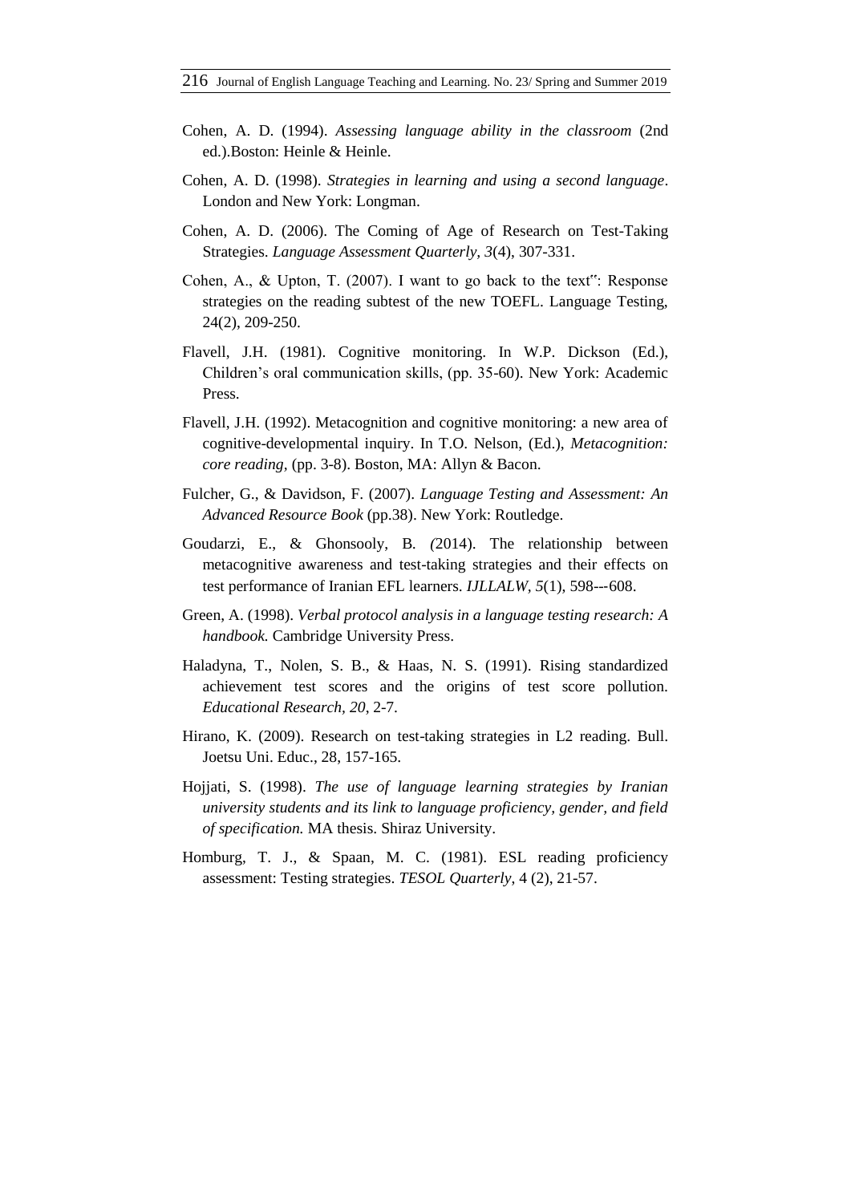Cohen, A. D. (1994). *Assessing language ability in the classroom* (2nd ed.).Boston: Heinle & Heinle.

Cohen, A. D. (1998). *Strategies in learning and using a second language*. London and New York: Longman.

Cohen, A. D. (2006). The Coming of Age of Research on Test-Taking Strategies. *Language Assessment Quarterly, 3*(4), 307-331.

Cohen, A., & Upton, T. (2007). I want to go back to the text": Response strategies on the reading subtest of the new TOEFL. Language Testing, 24(2), 209-250.

Flavell, J.H. (1981). Cognitive monitoring. In W.P. Dickson (Ed.), Children's oral communication skills, (pp. 35-60). New York: Academic Press.

Flavell, J.H. (1992). Metacognition and cognitive monitoring: a new area of cognitive-developmental inquiry. In T.O. Nelson, (Ed.), *Metacognition: core reading,* (pp. 3-8). Boston, MA: Allyn & Bacon.

Fulcher, G., & Davidson, F. (2007). *Language Testing and Assessment: An Advanced Resource Book* (pp.38). New York: Routledge.

Goudarzi, E., & Ghonsooly, B. *(*2014). The relationship between metacognitive awareness and test-taking strategies and their effects on test performance of Iranian EFL learners. *IJLLALW, 5*(1), 598---608.

Green, A. (1998). *Verbal protocol analysis in a language testing research: A handbook.* Cambridge University Press.

Haladyna, T., Nolen, S. B., & Haas, N. S. (1991). Rising standardized achievement test scores and the origins of test score pollution. *Educational Research, 20*, 2-7.

Hirano, K. (2009). Research on test-taking strategies in L2 reading. Bull. Joetsu Uni. Educ., 28, 157-165.

Hojjati, S. (1998). *The use of language learning strategies by Iranian university students and its link to language proficiency, gender, and field of specification.* MA thesis. Shiraz University.

Homburg, T. J., & Spaan, M. C. (1981). ESL reading proficiency assessment: Testing strategies. *TESOL Quarterly*, 4 (2), 21-57.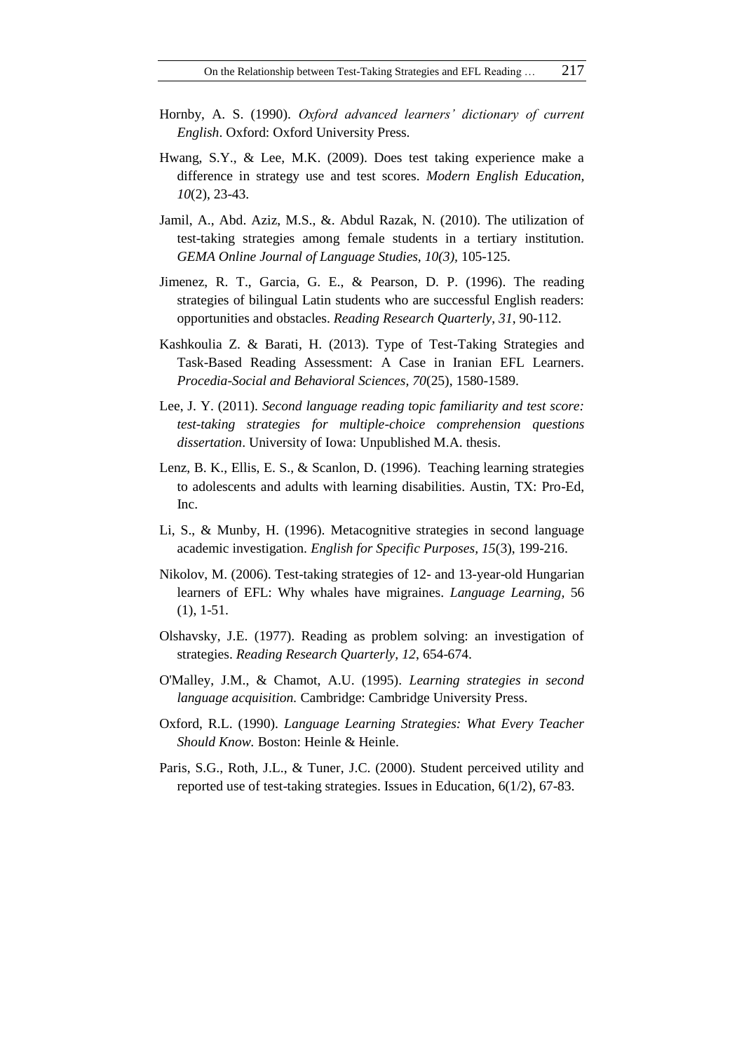Hornby, A. S. (1990). *Oxford advanced learners' dictionary of current English*. Oxford: Oxford University Press.

Hwang, S.Y., & Lee, M.K. (2009). Does test taking experience make a difference in strategy use and test scores. *Modern English Education, 10*(2), 23-43.

Jamil, A., Abd. Aziz, M.S., &. Abdul Razak, N. (2010). The utilization of test-taking strategies among female students in a tertiary institution. *GEMA Online Journal of Language Studies, 10(3),* 105-125.

Jimenez, R. T., Garcia, G. E., & Pearson, D. P. (1996). The reading strategies of bilingual Latin students who are successful English readers: opportunities and obstacles. *Reading Research Quarterly, 31*, 90-112.

Kashkoulia Z. & Barati, H. (2013). Type of Test-Taking Strategies and Task-Based Reading Assessment: A Case in Iranian EFL Learners. *Procedia-Social and Behavioral Sciences, 70*(25), 1580-1589.

Lee, J. Y. (2011). *Second language reading topic familiarity and test score: test-taking strategies for multiple-choice comprehension questions dissertation*. University of Iowa: Unpublished M.A. thesis.

Lenz, B. K., Ellis, E. S., & Scanlon, D. (1996). Teaching learning strategies to adolescents and adults with learning disabilities. Austin, TX: Pro-Ed, Inc.

Li, S., & Munby, H. (1996). Metacognitive strategies in second language academic investigation. *English for Specific Purposes, 15*(3), 199-216.

Nikolov, M. (2006). Test-taking strategies of 12- and 13-year-old Hungarian learners of EFL: Why whales have migraines. *Language Learning,* 56 (1), 1-51.

Olshavsky, J.E. (1977). Reading as problem solving: an investigation of strategies. *Reading Research Quarterly, 12*, 654-674.

O'Malley, J.M., & Chamot, A.U. (1995). *Learning strategies in second language acquisition.* Cambridge: Cambridge University Press.

Oxford, R.L. (1990). *Language Learning Strategies: What Every Teacher Should Know.* Boston: Heinle & Heinle.

Paris, S.G., Roth, J.L., & Tuner, J.C. (2000). Student perceived utility and reported use of test-taking strategies. Issues in Education, 6(1/2), 67-83.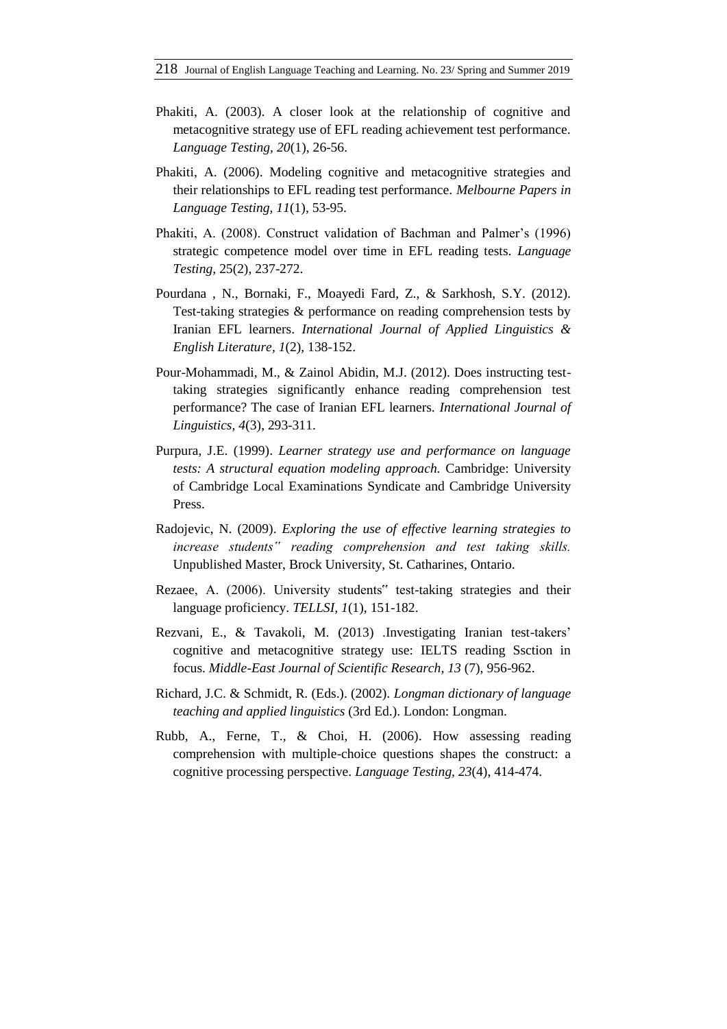Phakiti, A. (2003). A closer look at the relationship of cognitive and metacognitive strategy use of EFL reading achievement test performance. *Language Testing, 20*(1), 26-56.

Phakiti, A. (2006). Modeling cognitive and metacognitive strategies and their relationships to EFL reading test performance. *Melbourne Papers in Language Testing, 11*(1), 53-95.

Phakiti, A. (2008). Construct validation of Bachman and Palmer's (1996) strategic competence model over time in EFL reading tests. *Language Testing,* 25(2), 237-272.

Pourdana , N., Bornaki, F., Moayedi Fard, Z., & Sarkhosh, S.Y. (2012). Test-taking strategies & performance on reading comprehension tests by Iranian EFL learners. *International Journal of Applied Linguistics & English Literature, 1*(2), 138-152.

Pour-Mohammadi, M., & Zainol Abidin, M.J. (2012). Does instructing test-taking strategies significantly enhance reading comprehension test performance? The case of Iranian EFL learners. *International Journal of Linguistics, 4*(3), 293-311.

Purpura, J.E. (1999). *Learner strategy use and performance on language tests: A structural equation modeling approach.* Cambridge: University of Cambridge Local Examinations Syndicate and Cambridge University Press.

Radojevic, N. (2009). *Exploring the use of effective learning strategies to increase students" reading comprehension and test taking skills.* Unpublished Master, Brock University, St. Catharines, Ontario.

Rezaee, A. (2006). University students" test-taking strategies and their language proficiency. *TELLSI, 1*(1), 151-182.

Rezvani, E., & Tavakoli, M. (2013) .Investigating Iranian test-takers' cognitive and metacognitive strategy use: IELTS reading Ssction in focus. *Middle-East Journal of Scientific Research, 13* (7), 956-962.

Richard, J.C. & Schmidt, R. (Eds.). (2002). *Longman dictionary of language teaching and applied linguistics* (3rd Ed.). London: Longman.

Rubb, A., Ferne, T., & Choi, H. (2006). How assessing reading comprehension with multiple-choice questions shapes the construct: a cognitive processing perspective. *Language Testing, 23*(4), 414-474.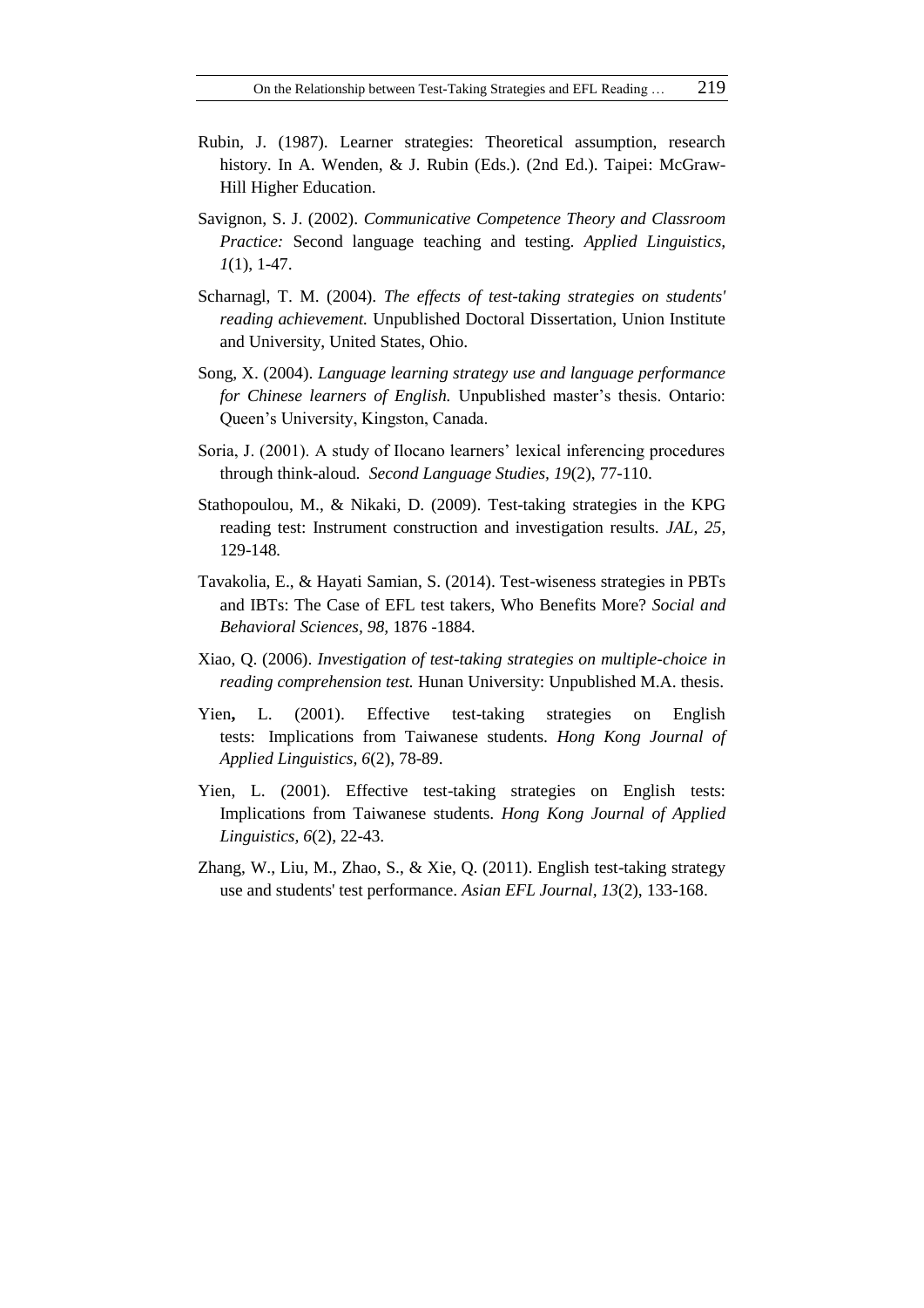Rubin, J. (1987). Learner strategies: Theoretical assumption, research history. In A. Wenden, & J. Rubin (Eds.). (2nd Ed.). Taipei: McGraw-Hill Higher Education.

Savignon, S. J. (2002). *Communicative Competence Theory and Classroom Practice:* Second language teaching and testing. *Applied Linguistics, 1*(1), 1-47.

Scharnagl, T. M. (2004). *The effects of test-taking strategies on students' reading achievement.* Unpublished Doctoral Dissertation, Union Institute and University, United States, Ohio.

Song, X. (2004). *Language learning strategy use and language performance for Chinese learners of English.* Unpublished master's thesis. Ontario: Queen's University, Kingston, Canada.

Soria, J. (2001). A study of Ilocano learners' lexical inferencing procedures through think-aloud. *Second Language Studies, 19*(2), 77-110.

Stathopoulou, M., & Nikaki, D. (2009). Test-taking strategies in the KPG reading test: Instrument construction and investigation results. *JAL, 25,* 129-148*.*

Tavakolia, E., & Hayati Samian, S. (2014). Test-wiseness strategies in PBTs and IBTs: The Case of EFL test takers, Who Benefits More? *Social and Behavioral Sciences, 98,* 1876 -1884.

Xiao, Q. (2006). *Investigation of test-taking strategies on multiple-choice in reading comprehension test.* Hunan University: Unpublished M.A. thesis.

Yien**,** L. (2001). Effective test-taking strategies on English tests: Implications from Taiwanese students. *Hong Kong Journal of Applied Linguistics, 6*(2), 78-89.

Yien, L. (2001). Effective test-taking strategies on English tests: Implications from Taiwanese students. *Hong Kong Journal of Applied Linguistics, 6*(2), 22-43.

Zhang, W., Liu, M., Zhao, S., & Xie, Q. (2011). English test-taking strategy use and students' test performance. *Asian EFL Journal*, *13*(2), 133-168.